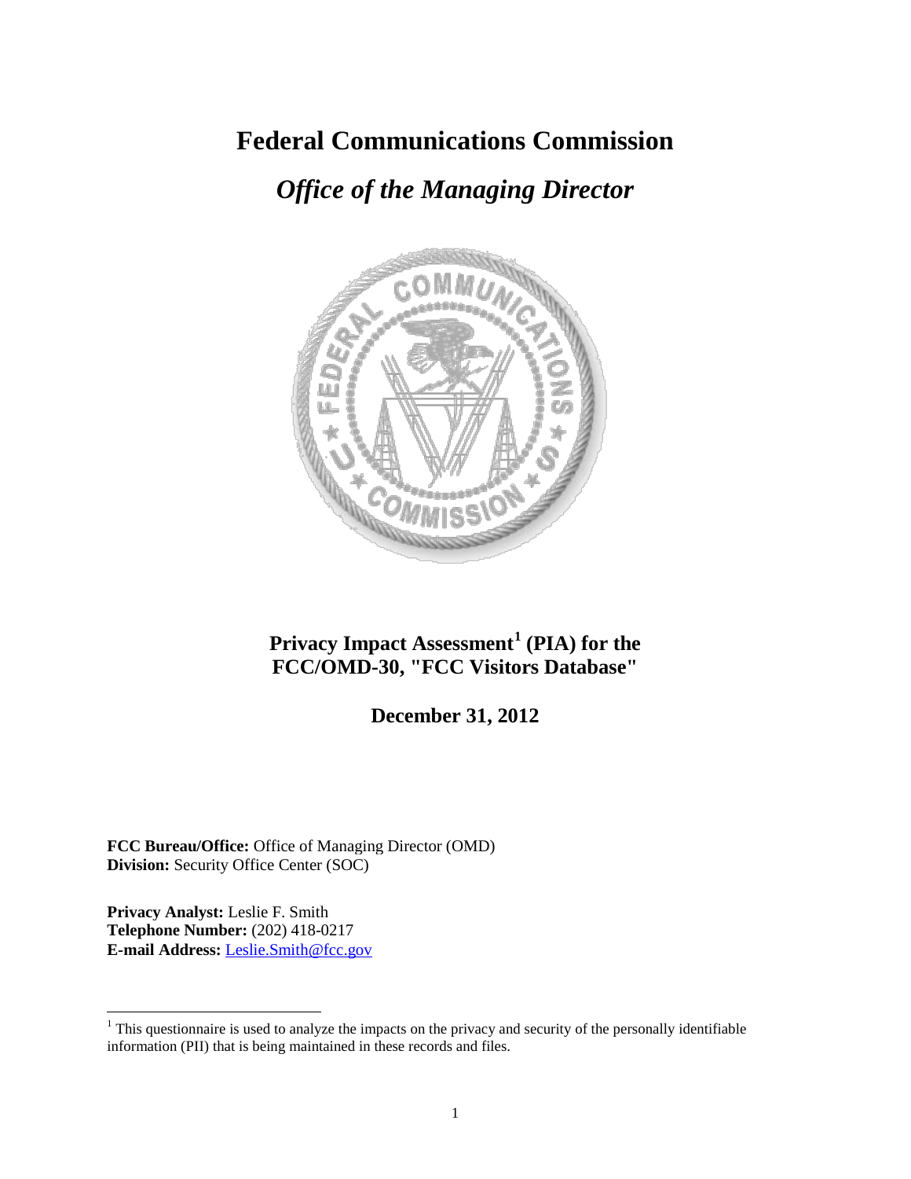# Federal Communications Commission

## *Office of the Managing Director*

**Privacy Impact Assessment[1] (PIA) for the FCC/OMD-30, "FCC Visitors Database"**

**December 31, 2012**

**FCC Bureau/Office:** Office of Managing Director (OMD)
**Division:** Security Office Center (SOC)

**Privacy Analyst:** Leslie F. Smith
**Telephone Number:** (202) 418-0217
**E-mail Address:** Leslie.Smith@fcc.gov

[1] This questionnaire is used to analyze the impacts on the privacy and security of the personally identifiable information (PII) that is being maintained in these records and files.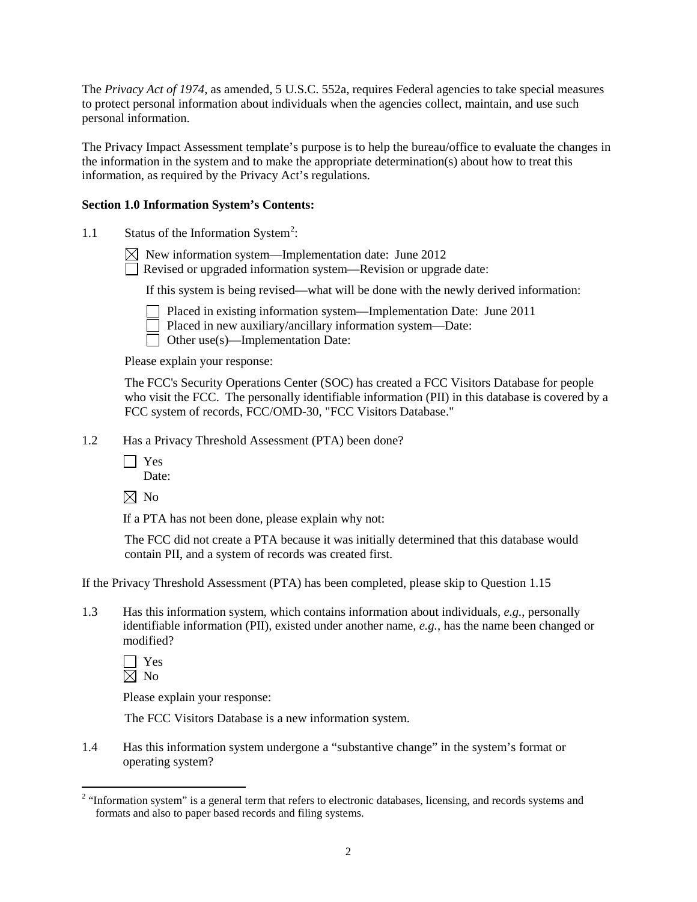The *Privacy Act of 1974*, as amended, 5 U.S.C. 552a, requires Federal agencies to take special measures to protect personal information about individuals when the agencies collect, maintain, and use such personal information.

The Privacy Impact Assessment template's purpose is to help the bureau/office to evaluate the changes in the information in the system and to make the appropriate determination(s) about how to treat this information, as required by the Privacy Act's regulations.

**Section 1.0 Information System's Contents:**

1.1 Status of the Information System[2]:

☒ New information system—Implementation date: June 2012
☐ Revised or upgraded information system—Revision or upgrade date:

If this system is being revised—what will be done with the newly derived information:

☐ Placed in existing information system—Implementation Date: June 2011
☐ Placed in new auxiliary/ancillary information system—Date:
☐ Other use(s)—Implementation Date:

Please explain your response:

The FCC's Security Operations Center (SOC) has created a FCC Visitors Database for people who visit the FCC. The personally identifiable information (PII) in this database is covered by a FCC system of records, FCC/OMD-30, "FCC Visitors Database."

1.2 Has a Privacy Threshold Assessment (PTA) been done?

☐ Yes
Date:

☒ No

If a PTA has not been done, please explain why not:

The FCC did not create a PTA because it was initially determined that this database would contain PII, and a system of records was created first.

If the Privacy Threshold Assessment (PTA) has been completed, please skip to Question 1.15

1.3 Has this information system, which contains information about individuals, *e.g.*, personally identifiable information (PII), existed under another name, *e.g.*, has the name been changed or modified?

☐ Yes
☒ No

Please explain your response:

The FCC Visitors Database is a new information system.

1.4 Has this information system undergone a "substantive change" in the system's format or operating system?

[2] "Information system" is a general term that refers to electronic databases, licensing, and records systems and formats and also to paper based records and filing systems.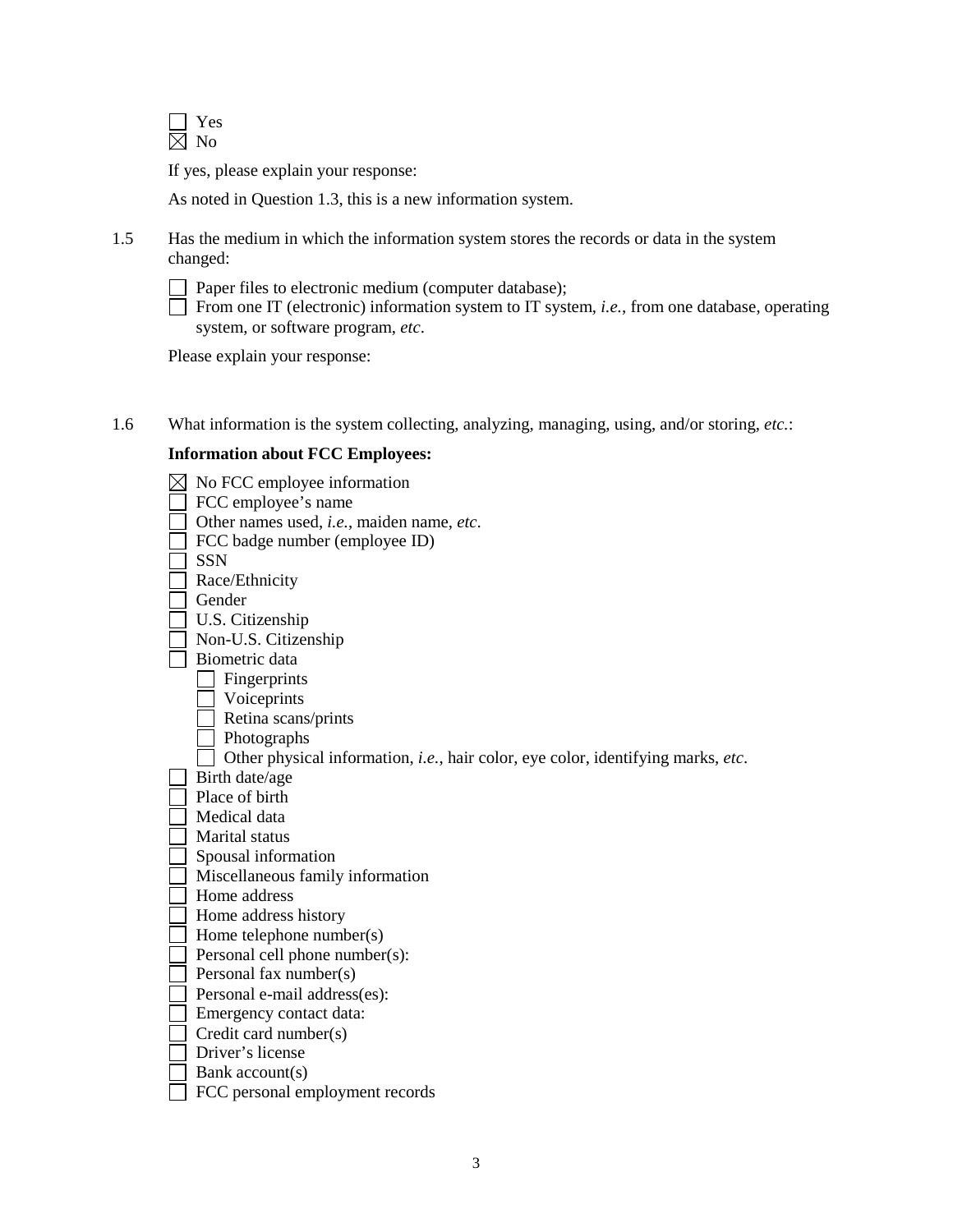☐ Yes
☒ No

If yes, please explain your response:

As noted in Question 1.3, this is a new information system.

1.5 Has the medium in which the information system stores the records or data in the system changed:

☐ Paper files to electronic medium (computer database);
☐ From one IT (electronic) information system to IT system, *i.e.*, from one database, operating system, or software program, *etc*.

Please explain your response:

1.6 What information is the system collecting, analyzing, managing, using, and/or storing, *etc.*:

**Information about FCC Employees:**

☒ No FCC employee information
☐ FCC employee's name
☐ Other names used, *i.e.*, maiden name, *etc*.
☐ FCC badge number (employee ID)
☐ SSN
☐ Race/Ethnicity
☐ Gender
☐ U.S. Citizenship
☐ Non-U.S. Citizenship
☐ Biometric data
  ☐ Fingerprints
  ☐ Voiceprints
  ☐ Retina scans/prints
  ☐ Photographs
  ☐ Other physical information, *i.e.*, hair color, eye color, identifying marks, *etc*.
☐ Birth date/age
☐ Place of birth
☐ Medical data
☐ Marital status
☐ Spousal information
☐ Miscellaneous family information
☐ Home address
☐ Home address history
☐ Home telephone number(s)
☐ Personal cell phone number(s):
☐ Personal fax number(s)
☐ Personal e-mail address(es):
☐ Emergency contact data:
☐ Credit card number(s)
☐ Driver's license
☐ Bank account(s)
☐ FCC personal employment records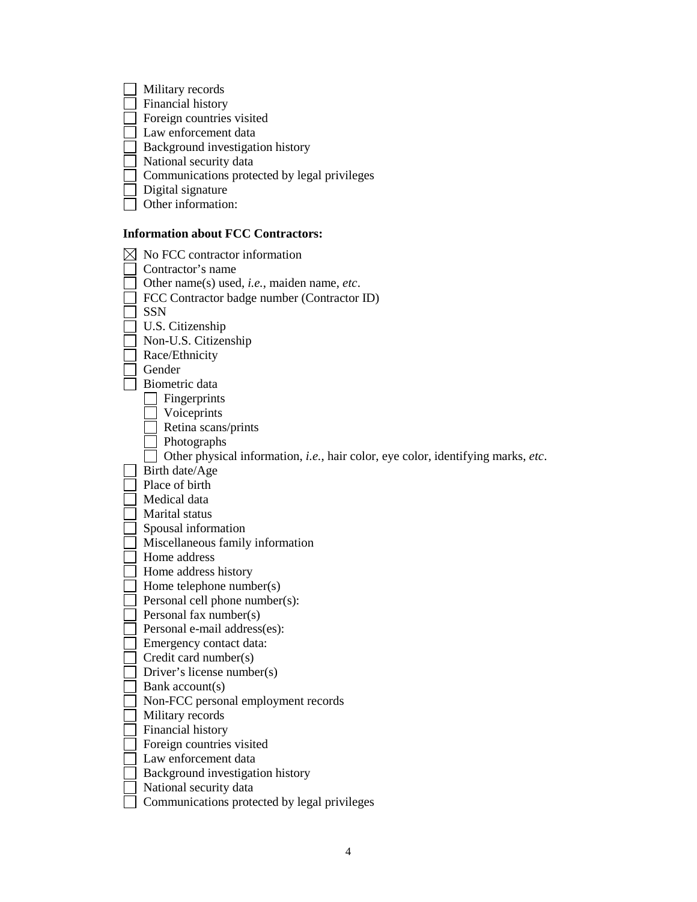- ☐ Military records
- ☐ Financial history
- ☐ Foreign countries visited
- ☐ Law enforcement data
- ☐ Background investigation history
- ☐ National security data
- ☐ Communications protected by legal privileges
- ☐ Digital signature
- ☐ Other information:

**Information about FCC Contractors:**

- ☒ No FCC contractor information
- ☐ Contractor's name
- ☐ Other name(s) used, *i.e.*, maiden name, *etc*.
- ☐ FCC Contractor badge number (Contractor ID)
- ☐ SSN
- ☐ U.S. Citizenship
- ☐ Non-U.S. Citizenship
- ☐ Race/Ethnicity
- ☐ Gender
- ☐ Biometric data
  - ☐ Fingerprints
  - ☐ Voiceprints
  - ☐ Retina scans/prints
  - ☐ Photographs
  - ☐ Other physical information, *i.e.*, hair color, eye color, identifying marks, *etc*.
- ☐ Birth date/Age
- ☐ Place of birth
- ☐ Medical data
- ☐ Marital status
- ☐ Spousal information
- ☐ Miscellaneous family information
- ☐ Home address
- ☐ Home address history
- ☐ Home telephone number(s)
- ☐ Personal cell phone number(s):
- ☐ Personal fax number(s)
- ☐ Personal e-mail address(es):
- ☐ Emergency contact data:
- ☐ Credit card number(s)
- ☐ Driver's license number(s)
- ☐ Bank account(s)
- ☐ Non-FCC personal employment records
- ☐ Military records
- ☐ Financial history
- ☐ Foreign countries visited
- ☐ Law enforcement data
- ☐ Background investigation history
- ☐ National security data
- ☐ Communications protected by legal privileges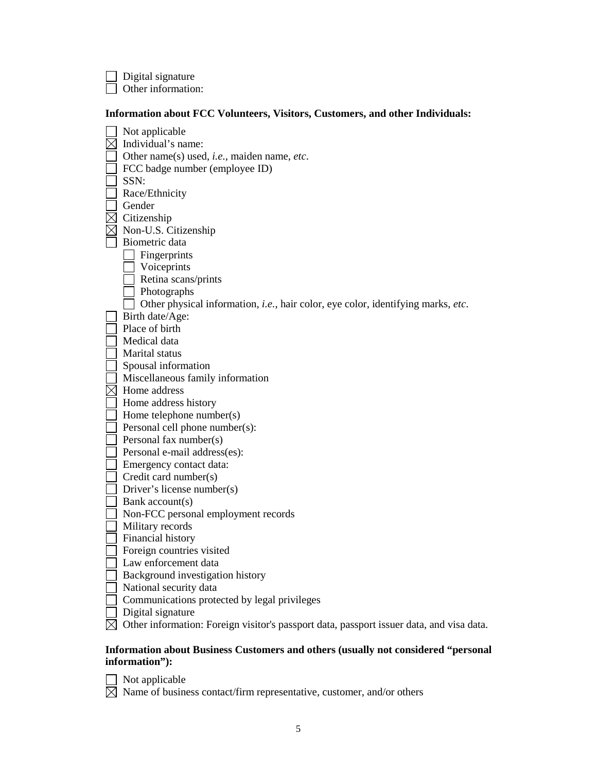☐ Digital signature
☐ Other information:

**Information about FCC Volunteers, Visitors, Customers, and other Individuals:**

☐ Not applicable
☒ Individual's name:
☐ Other name(s) used, *i.e.*, maiden name, *etc*.
☐ FCC badge number (employee ID)
☐ SSN:
☐ Race/Ethnicity
☐ Gender
☒ Citizenship
☒ Non-U.S. Citizenship
☐ Biometric data
  ☐ Fingerprints
  ☐ Voiceprints
  ☐ Retina scans/prints
  ☐ Photographs
  ☐ Other physical information, *i.e.*, hair color, eye color, identifying marks, *etc*.
☐ Birth date/Age:
☐ Place of birth
☐ Medical data
☐ Marital status
☐ Spousal information
☐ Miscellaneous family information
☒ Home address
☐ Home address history
☐ Home telephone number(s)
☐ Personal cell phone number(s):
☐ Personal fax number(s)
☐ Personal e-mail address(es):
☐ Emergency contact data:
☐ Credit card number(s)
☐ Driver's license number(s)
☐ Bank account(s)
☐ Non-FCC personal employment records
☐ Military records
☐ Financial history
☐ Foreign countries visited
☐ Law enforcement data
☐ Background investigation history
☐ National security data
☐ Communications protected by legal privileges
☐ Digital signature
☒ Other information: Foreign visitor's passport data, passport issuer data, and visa data.

**Information about Business Customers and others (usually not considered "personal information"):**

☐ Not applicable
☒ Name of business contact/firm representative, customer, and/or others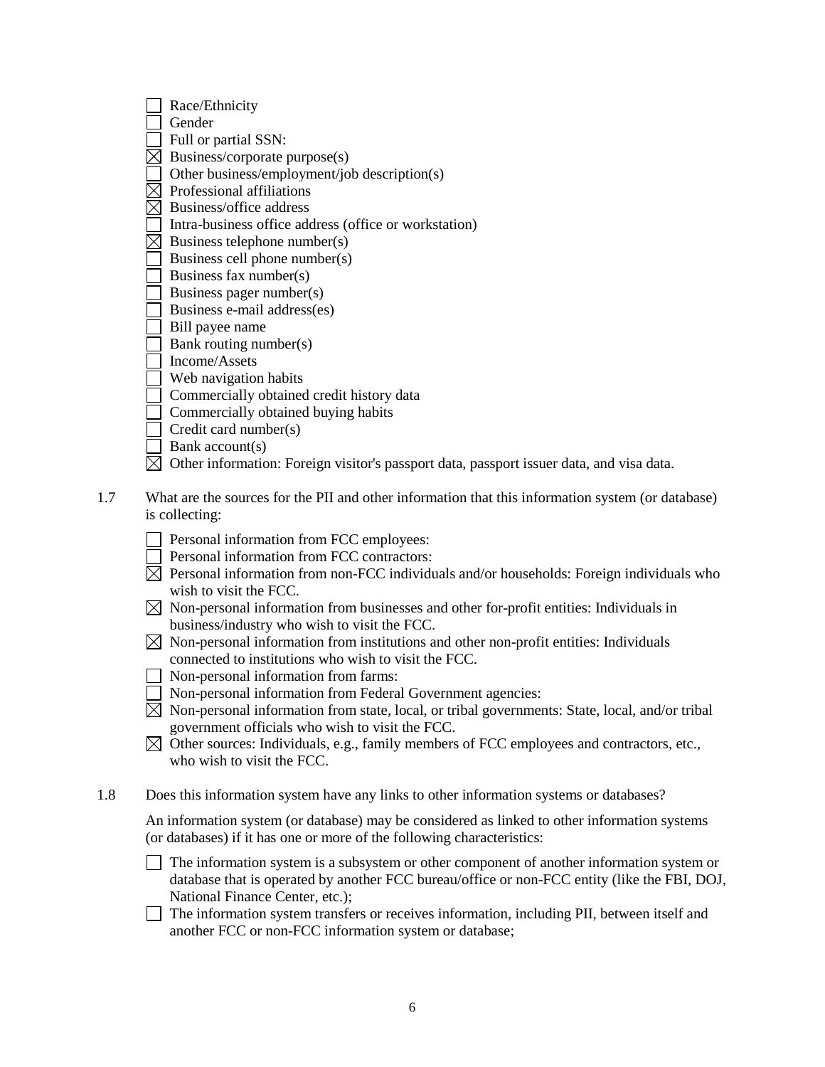- ☐ Race/Ethnicity
- ☐ Gender
- ☐ Full or partial SSN:
- ☒ Business/corporate purpose(s)
- ☐ Other business/employment/job description(s)
- ☒ Professional affiliations
- ☒ Business/office address
- ☐ Intra-business office address (office or workstation)
- ☒ Business telephone number(s)
- ☐ Business cell phone number(s)
- ☐ Business fax number(s)
- ☐ Business pager number(s)
- ☐ Business e-mail address(es)
- ☐ Bill payee name
- ☐ Bank routing number(s)
- ☐ Income/Assets
- ☐ Web navigation habits
- ☐ Commercially obtained credit history data
- ☐ Commercially obtained buying habits
- ☐ Credit card number(s)
- ☐ Bank account(s)
- ☒ Other information: Foreign visitor's passport data, passport issuer data, and visa data.

1.7 What are the sources for the PII and other information that this information system (or database) is collecting:

- ☐ Personal information from FCC employees:
- ☐ Personal information from FCC contractors:
- ☒ Personal information from non-FCC individuals and/or households: Foreign individuals who wish to visit the FCC.
- ☒ Non-personal information from businesses and other for-profit entities: Individuals in business/industry who wish to visit the FCC.
- ☒ Non-personal information from institutions and other non-profit entities: Individuals connected to institutions who wish to visit the FCC.
- ☐ Non-personal information from farms:
- ☐ Non-personal information from Federal Government agencies:
- ☒ Non-personal information from state, local, or tribal governments: State, local, and/or tribal government officials who wish to visit the FCC.
- ☒ Other sources: Individuals, e.g., family members of FCC employees and contractors, etc., who wish to visit the FCC.

1.8 Does this information system have any links to other information systems or databases?

An information system (or database) may be considered as linked to other information systems (or databases) if it has one or more of the following characteristics:

- ☐ The information system is a subsystem or other component of another information system or database that is operated by another FCC bureau/office or non-FCC entity (like the FBI, DOJ, National Finance Center, etc.);
- ☐ The information system transfers or receives information, including PII, between itself and another FCC or non-FCC information system or database;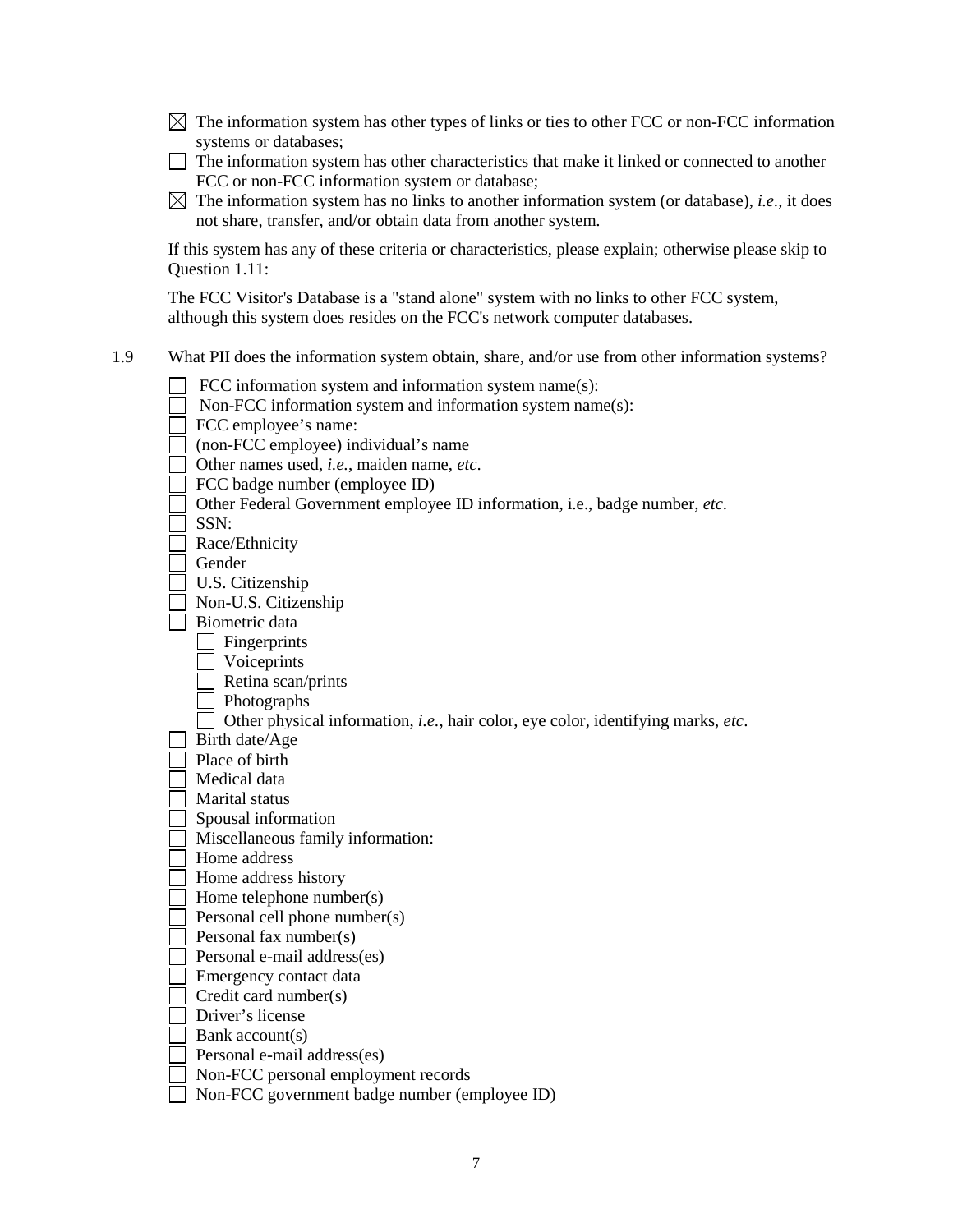☒ The information system has other types of links or ties to other FCC or non-FCC information systems or databases;

☐ The information system has other characteristics that make it linked or connected to another FCC or non-FCC information system or database;

☒ The information system has no links to another information system (or database), *i.e.*, it does not share, transfer, and/or obtain data from another system.

If this system has any of these criteria or characteristics, please explain; otherwise please skip to Question 1.11:

The FCC Visitor's Database is a "stand alone" system with no links to other FCC system, although this system does resides on the FCC's network computer databases.

1.9 What PII does the information system obtain, share, and/or use from other information systems?

☐ FCC information system and information system name(s):
☐ Non-FCC information system and information system name(s):
☐ FCC employee's name:
☐ (non-FCC employee) individual's name
☐ Other names used, *i.e.*, maiden name, *etc*.
☐ FCC badge number (employee ID)
☐ Other Federal Government employee ID information, i.e., badge number, *etc.*
☐ SSN:
☐ Race/Ethnicity
☐ Gender
☐ U.S. Citizenship
☐ Non-U.S. Citizenship
☐ Biometric data
  ☐ Fingerprints
  ☐ Voiceprints
  ☐ Retina scan/prints
  ☐ Photographs
  ☐ Other physical information, *i.e.*, hair color, eye color, identifying marks, *etc*.
☐ Birth date/Age
☐ Place of birth
☐ Medical data
☐ Marital status
☐ Spousal information
☐ Miscellaneous family information:
☐ Home address
☐ Home address history
☐ Home telephone number(s)
☐ Personal cell phone number(s)
☐ Personal fax number(s)
☐ Personal e-mail address(es)
☐ Emergency contact data
☐ Credit card number(s)
☐ Driver's license
☐ Bank account(s)
☐ Personal e-mail address(es)
☐ Non-FCC personal employment records
☐ Non-FCC government badge number (employee ID)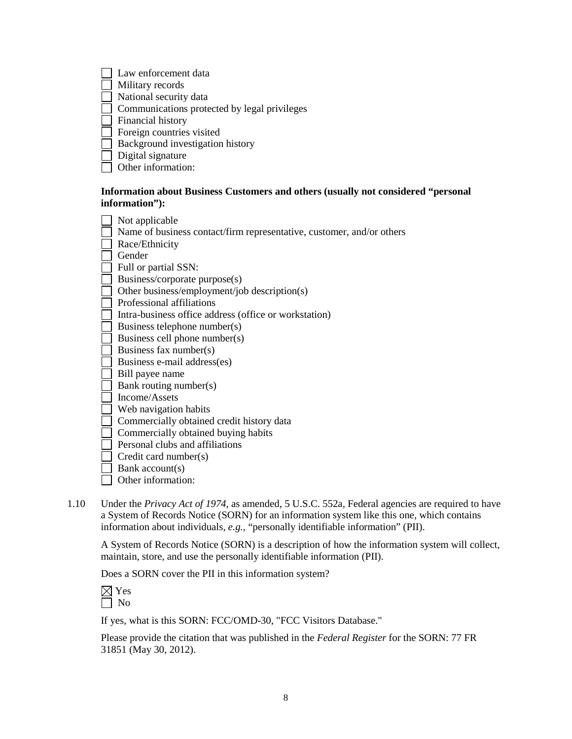☐ Law enforcement data
☐ Military records
☐ National security data
☐ Communications protected by legal privileges
☐ Financial history
☐ Foreign countries visited
☐ Background investigation history
☐ Digital signature
☐ Other information:

**Information about Business Customers and others (usually not considered "personal information"):**

☐ Not applicable
☐ Name of business contact/firm representative, customer, and/or others
☐ Race/Ethnicity
☐ Gender
☐ Full or partial SSN:
☐ Business/corporate purpose(s)
☐ Other business/employment/job description(s)
☐ Professional affiliations
☐ Intra-business office address (office or workstation)
☐ Business telephone number(s)
☐ Business cell phone number(s)
☐ Business fax number(s)
☐ Business e-mail address(es)
☐ Bill payee name
☐ Bank routing number(s)
☐ Income/Assets
☐ Web navigation habits
☐ Commercially obtained credit history data
☐ Commercially obtained buying habits
☐ Personal clubs and affiliations
☐ Credit card number(s)
☐ Bank account(s)
☐ Other information:

1.10 Under the *Privacy Act of 1974*, as amended, 5 U.S.C. 552a, Federal agencies are required to have a System of Records Notice (SORN) for an information system like this one, which contains information about individuals, *e.g.*, "personally identifiable information" (PII).

A System of Records Notice (SORN) is a description of how the information system will collect, maintain, store, and use the personally identifiable information (PII).

Does a SORN cover the PII in this information system?

☒ Yes
☐ No

If yes, what is this SORN: FCC/OMD-30, "FCC Visitors Database."

Please provide the citation that was published in the *Federal Register* for the SORN: 77 FR 31851 (May 30, 2012).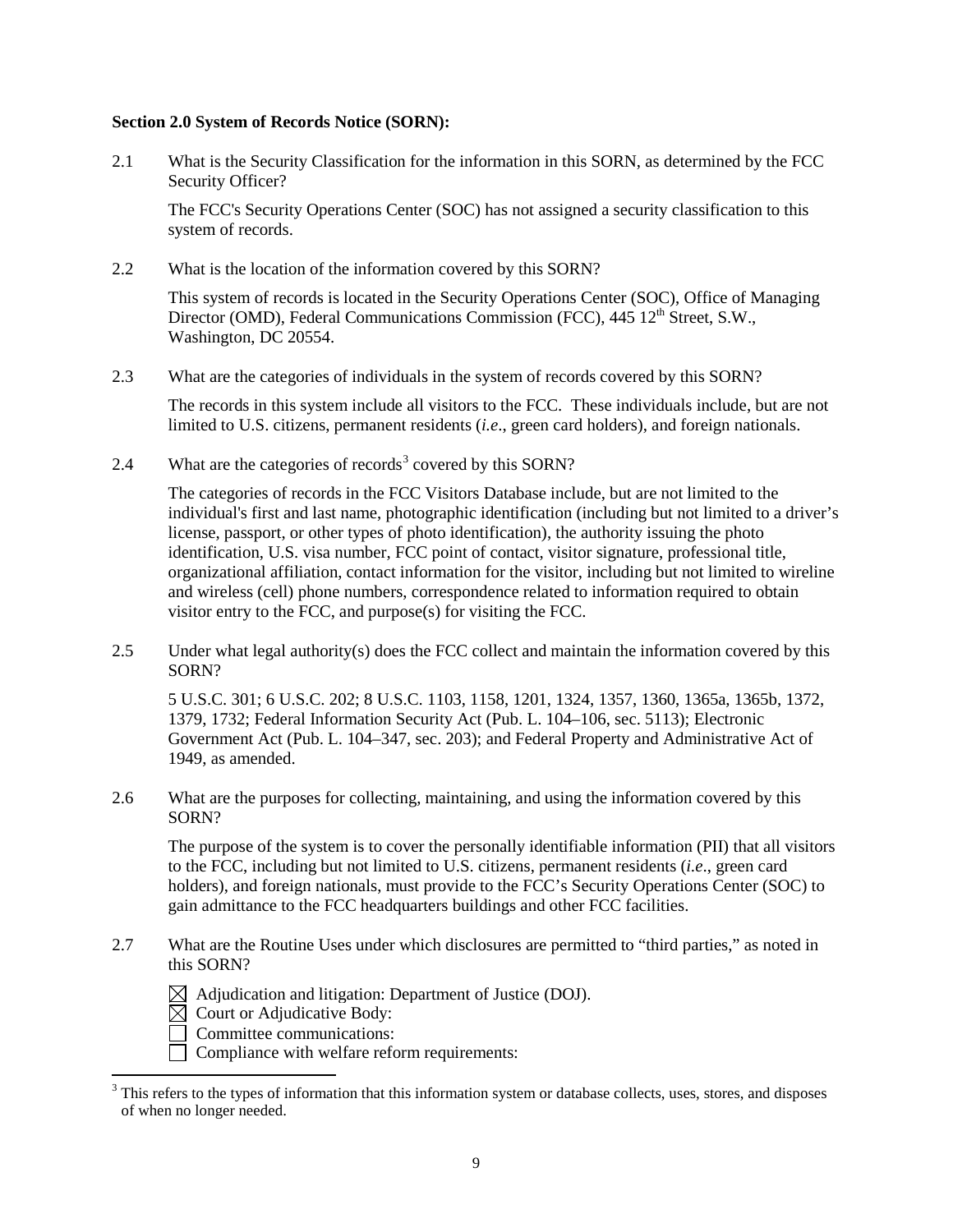**Section 2.0 System of Records Notice (SORN):**

2.1 What is the Security Classification for the information in this SORN, as determined by the FCC Security Officer?

The FCC's Security Operations Center (SOC) has not assigned a security classification to this system of records.

2.2 What is the location of the information covered by this SORN?

This system of records is located in the Security Operations Center (SOC), Office of Managing Director (OMD), Federal Communications Commission (FCC), 445 12th Street, S.W., Washington, DC 20554.

2.3 What are the categories of individuals in the system of records covered by this SORN?

The records in this system include all visitors to the FCC. These individuals include, but are not limited to U.S. citizens, permanent residents (*i.e*., green card holders), and foreign nationals.

2.4 What are the categories of records[3] covered by this SORN?

The categories of records in the FCC Visitors Database include, but are not limited to the individual's first and last name, photographic identification (including but not limited to a driver's license, passport, or other types of photo identification), the authority issuing the photo identification, U.S. visa number, FCC point of contact, visitor signature, professional title, organizational affiliation, contact information for the visitor, including but not limited to wireline and wireless (cell) phone numbers, correspondence related to information required to obtain visitor entry to the FCC, and purpose(s) for visiting the FCC.

2.5 Under what legal authority(s) does the FCC collect and maintain the information covered by this SORN?

5 U.S.C. 301; 6 U.S.C. 202; 8 U.S.C. 1103, 1158, 1201, 1324, 1357, 1360, 1365a, 1365b, 1372, 1379, 1732; Federal Information Security Act (Pub. L. 104–106, sec. 5113); Electronic Government Act (Pub. L. 104–347, sec. 203); and Federal Property and Administrative Act of 1949, as amended.

2.6 What are the purposes for collecting, maintaining, and using the information covered by this SORN?

The purpose of the system is to cover the personally identifiable information (PII) that all visitors to the FCC, including but not limited to U.S. citizens, permanent residents (*i.e*., green card holders), and foreign nationals, must provide to the FCC's Security Operations Center (SOC) to gain admittance to the FCC headquarters buildings and other FCC facilities.

2.7 What are the Routine Uses under which disclosures are permitted to "third parties," as noted in this SORN?

☒ Adjudication and litigation: Department of Justice (DOJ).
☒ Court or Adjudicative Body:
☐ Committee communications:
☐ Compliance with welfare reform requirements:

[3] This refers to the types of information that this information system or database collects, uses, stores, and disposes of when no longer needed.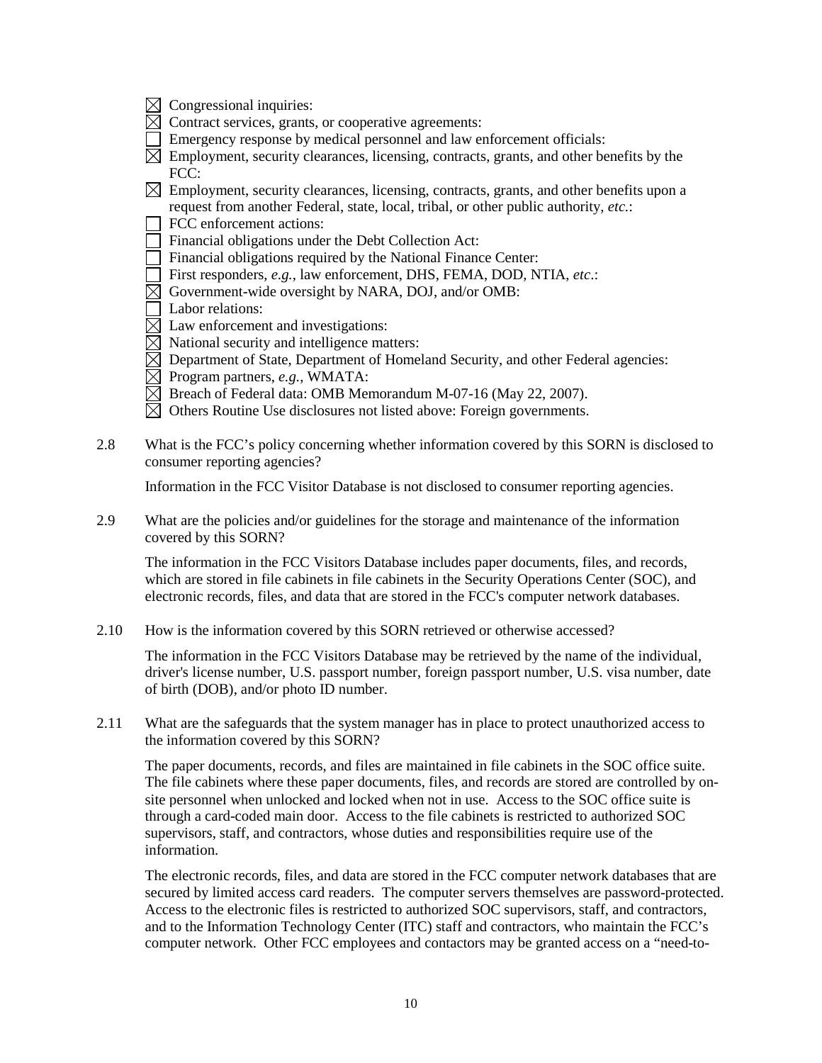- ☒ Congressional inquiries:
- ☒ Contract services, grants, or cooperative agreements:
- ☐ Emergency response by medical personnel and law enforcement officials:
- ☒ Employment, security clearances, licensing, contracts, grants, and other benefits by the FCC:
- ☒ Employment, security clearances, licensing, contracts, grants, and other benefits upon a request from another Federal, state, local, tribal, or other public authority, *etc.*:
- ☐ FCC enforcement actions:
- ☐ Financial obligations under the Debt Collection Act:
- ☐ Financial obligations required by the National Finance Center:
- ☐ First responders, *e.g.*, law enforcement, DHS, FEMA, DOD, NTIA, *etc*.:
- ☒ Government-wide oversight by NARA, DOJ, and/or OMB:
- ☐ Labor relations:
- ☒ Law enforcement and investigations:
- ☒ National security and intelligence matters:
- ☒ Department of State, Department of Homeland Security, and other Federal agencies:
- ☒ Program partners, *e.g.*, WMATA:
- ☒ Breach of Federal data: OMB Memorandum M-07-16 (May 22, 2007).
- ☒ Others Routine Use disclosures not listed above: Foreign governments.

2.8 What is the FCC's policy concerning whether information covered by this SORN is disclosed to consumer reporting agencies?

Information in the FCC Visitor Database is not disclosed to consumer reporting agencies.

2.9 What are the policies and/or guidelines for the storage and maintenance of the information covered by this SORN?

The information in the FCC Visitors Database includes paper documents, files, and records, which are stored in file cabinets in file cabinets in the Security Operations Center (SOC), and electronic records, files, and data that are stored in the FCC's computer network databases.

2.10 How is the information covered by this SORN retrieved or otherwise accessed?

The information in the FCC Visitors Database may be retrieved by the name of the individual, driver's license number, U.S. passport number, foreign passport number, U.S. visa number, date of birth (DOB), and/or photo ID number.

2.11 What are the safeguards that the system manager has in place to protect unauthorized access to the information covered by this SORN?

The paper documents, records, and files are maintained in file cabinets in the SOC office suite. The file cabinets where these paper documents, files, and records are stored are controlled by on-site personnel when unlocked and locked when not in use. Access to the SOC office suite is through a card-coded main door. Access to the file cabinets is restricted to authorized SOC supervisors, staff, and contractors, whose duties and responsibilities require use of the information.

The electronic records, files, and data are stored in the FCC computer network databases that are secured by limited access card readers. The computer servers themselves are password-protected. Access to the electronic files is restricted to authorized SOC supervisors, staff, and contractors, and to the Information Technology Center (ITC) staff and contractors, who maintain the FCC's computer network. Other FCC employees and contactors may be granted access on a "need-to-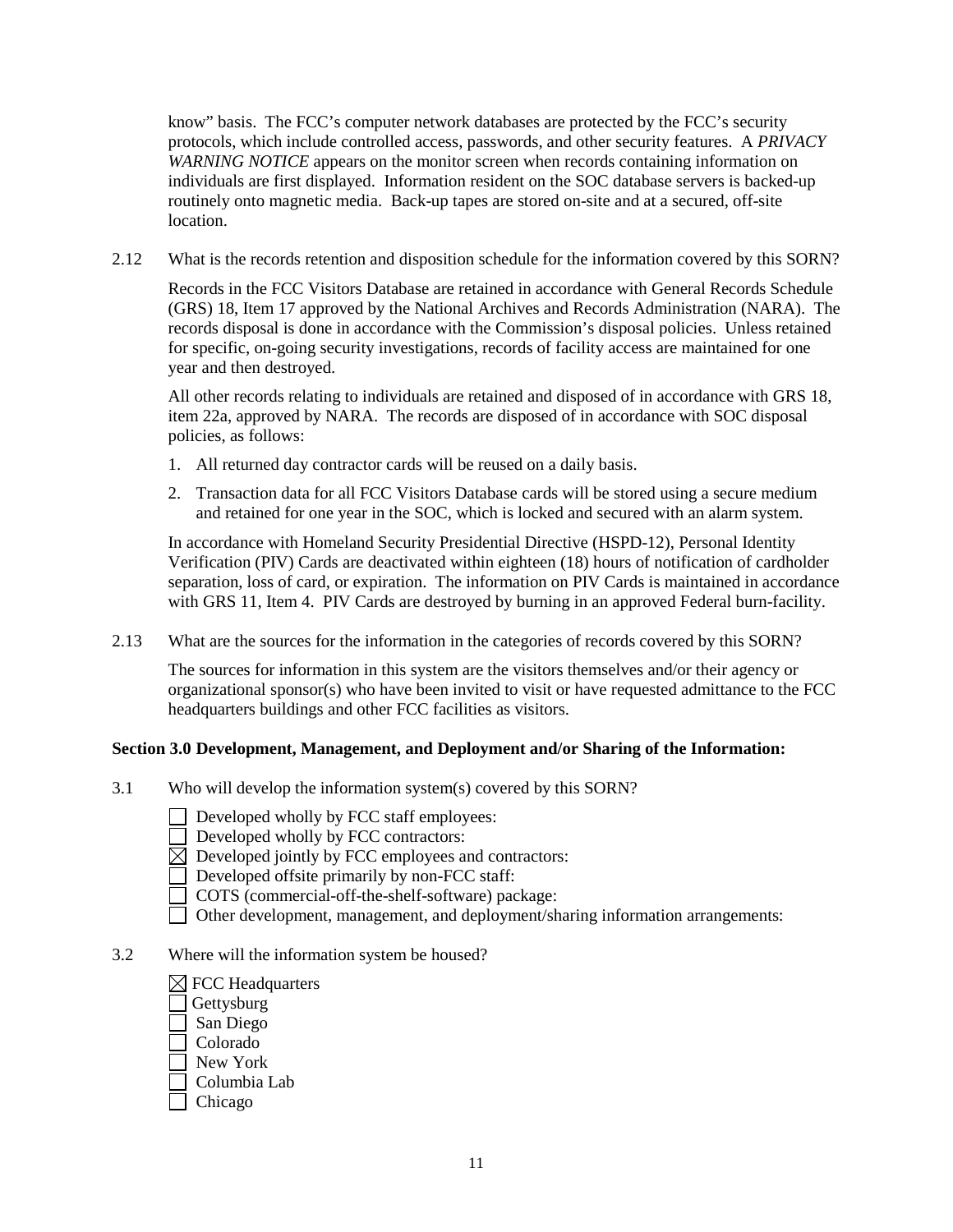know" basis. The FCC's computer network databases are protected by the FCC's security protocols, which include controlled access, passwords, and other security features. A *PRIVACY WARNING NOTICE* appears on the monitor screen when records containing information on individuals are first displayed. Information resident on the SOC database servers is backed-up routinely onto magnetic media. Back-up tapes are stored on-site and at a secured, off-site location.

2.12 What is the records retention and disposition schedule for the information covered by this SORN?

Records in the FCC Visitors Database are retained in accordance with General Records Schedule (GRS) 18, Item 17 approved by the National Archives and Records Administration (NARA). The records disposal is done in accordance with the Commission's disposal policies. Unless retained for specific, on-going security investigations, records of facility access are maintained for one year and then destroyed.

All other records relating to individuals are retained and disposed of in accordance with GRS 18, item 22a, approved by NARA. The records are disposed of in accordance with SOC disposal policies, as follows:

1. All returned day contractor cards will be reused on a daily basis.
2. Transaction data for all FCC Visitors Database cards will be stored using a secure medium and retained for one year in the SOC, which is locked and secured with an alarm system.

In accordance with Homeland Security Presidential Directive (HSPD-12), Personal Identity Verification (PIV) Cards are deactivated within eighteen (18) hours of notification of cardholder separation, loss of card, or expiration. The information on PIV Cards is maintained in accordance with GRS 11, Item 4. PIV Cards are destroyed by burning in an approved Federal burn-facility.

2.13 What are the sources for the information in the categories of records covered by this SORN?

The sources for information in this system are the visitors themselves and/or their agency or organizational sponsor(s) who have been invited to visit or have requested admittance to the FCC headquarters buildings and other FCC facilities as visitors.

**Section 3.0 Development, Management, and Deployment and/or Sharing of the Information:**

3.1 Who will develop the information system(s) covered by this SORN?

☐ Developed wholly by FCC staff employees:
☐ Developed wholly by FCC contractors:
☒ Developed jointly by FCC employees and contractors:
☐ Developed offsite primarily by non-FCC staff:
☐ COTS (commercial-off-the-shelf-software) package:
☐ Other development, management, and deployment/sharing information arrangements:

3.2 Where will the information system be housed?

☒ FCC Headquarters
☐ Gettysburg
☐ San Diego
☐ Colorado
☐ New York
☐ Columbia Lab
☐ Chicago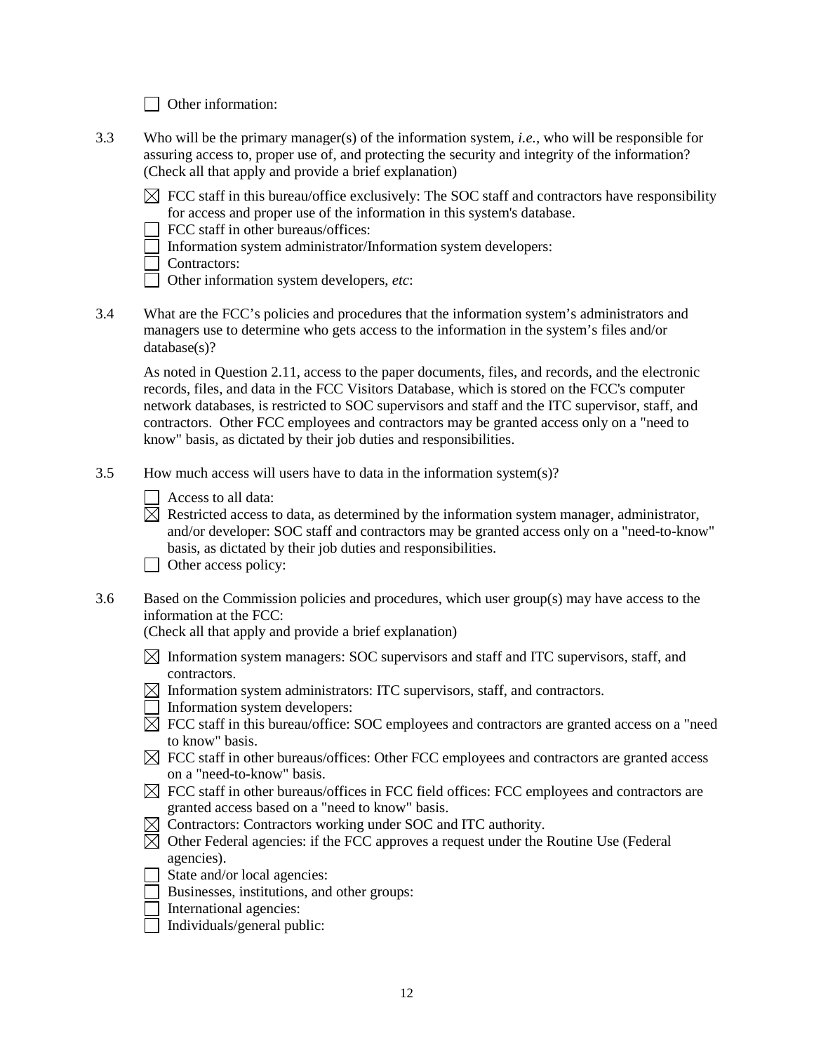☐ Other information:

3.3 Who will be the primary manager(s) of the information system, *i.e.*, who will be responsible for assuring access to, proper use of, and protecting the security and integrity of the information? (Check all that apply and provide a brief explanation)

☒ FCC staff in this bureau/office exclusively: The SOC staff and contractors have responsibility for access and proper use of the information in this system's database.
☐ FCC staff in other bureaus/offices:
☐ Information system administrator/Information system developers:
☐ Contractors:
☐ Other information system developers, *etc*:

3.4 What are the FCC's policies and procedures that the information system's administrators and managers use to determine who gets access to the information in the system's files and/or database(s)?

As noted in Question 2.11, access to the paper documents, files, and records, and the electronic records, files, and data in the FCC Visitors Database, which is stored on the FCC's computer network databases, is restricted to SOC supervisors and staff and the ITC supervisor, staff, and contractors. Other FCC employees and contractors may be granted access only on a "need to know" basis, as dictated by their job duties and responsibilities.

3.5 How much access will users have to data in the information system(s)?

☐ Access to all data:
☒ Restricted access to data, as determined by the information system manager, administrator, and/or developer: SOC staff and contractors may be granted access only on a "need-to-know" basis, as dictated by their job duties and responsibilities.
☐ Other access policy:

3.6 Based on the Commission policies and procedures, which user group(s) may have access to the information at the FCC:
(Check all that apply and provide a brief explanation)

☒ Information system managers: SOC supervisors and staff and ITC supervisors, staff, and contractors.
☒ Information system administrators: ITC supervisors, staff, and contractors.
☐ Information system developers:
☒ FCC staff in this bureau/office: SOC employees and contractors are granted access on a "need to know" basis.
☒ FCC staff in other bureaus/offices: Other FCC employees and contractors are granted access on a "need-to-know" basis.
☒ FCC staff in other bureaus/offices in FCC field offices: FCC employees and contractors are granted access based on a "need to know" basis.
☒ Contractors: Contractors working under SOC and ITC authority.
☒ Other Federal agencies: if the FCC approves a request under the Routine Use (Federal agencies).
☐ State and/or local agencies:
☐ Businesses, institutions, and other groups:
☐ International agencies:
☐ Individuals/general public: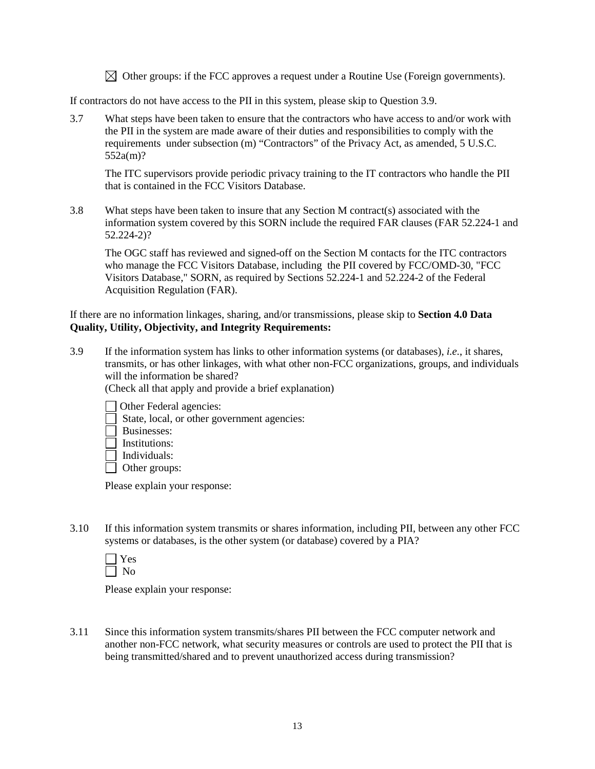☒ Other groups: if the FCC approves a request under a Routine Use (Foreign governments).

If contractors do not have access to the PII in this system, please skip to Question 3.9.

3.7 What steps have been taken to ensure that the contractors who have access to and/or work with the PII in the system are made aware of their duties and responsibilities to comply with the requirements under subsection (m) "Contractors" of the Privacy Act, as amended, 5 U.S.C. 552a(m)?

The ITC supervisors provide periodic privacy training to the IT contractors who handle the PII that is contained in the FCC Visitors Database.

3.8 What steps have been taken to insure that any Section M contract(s) associated with the information system covered by this SORN include the required FAR clauses (FAR 52.224-1 and 52.224-2)?

The OGC staff has reviewed and signed-off on the Section M contacts for the ITC contractors who manage the FCC Visitors Database, including the PII covered by FCC/OMD-30, "FCC Visitors Database," SORN, as required by Sections 52.224-1 and 52.224-2 of the Federal Acquisition Regulation (FAR).

If there are no information linkages, sharing, and/or transmissions, please skip to **Section 4.0 Data Quality, Utility, Objectivity, and Integrity Requirements:**

3.9 If the information system has links to other information systems (or databases), *i.e.*, it shares, transmits, or has other linkages, with what other non-FCC organizations, groups, and individuals will the information be shared?
(Check all that apply and provide a brief explanation)

☐ Other Federal agencies:
☐ State, local, or other government agencies:
☐ Businesses:
☐ Institutions:
☐ Individuals:
☐ Other groups:

Please explain your response:

3.10 If this information system transmits or shares information, including PII, between any other FCC systems or databases, is the other system (or database) covered by a PIA?

☐ Yes
☐ No

Please explain your response:

3.11 Since this information system transmits/shares PII between the FCC computer network and another non-FCC network, what security measures or controls are used to protect the PII that is being transmitted/shared and to prevent unauthorized access during transmission?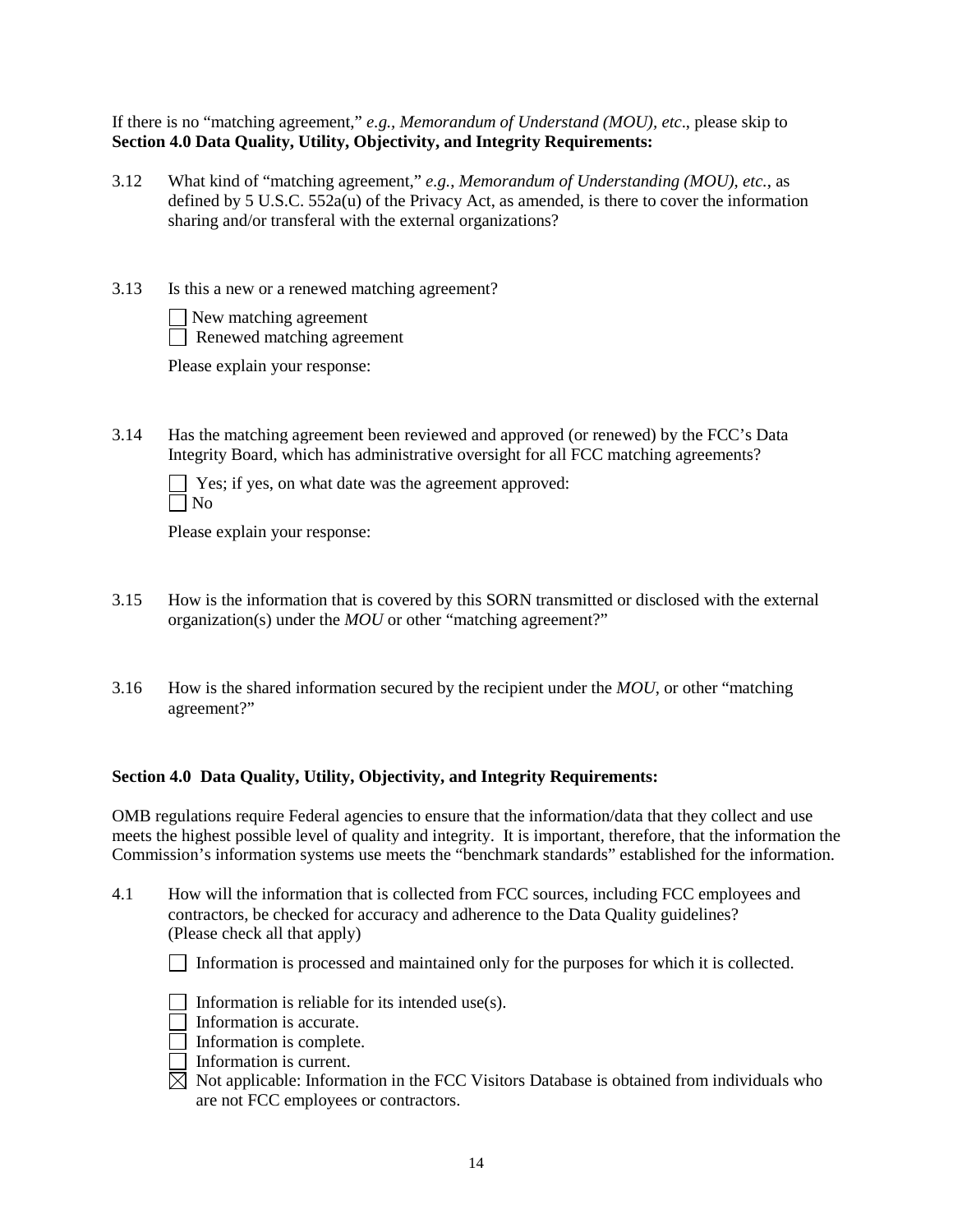If there is no "matching agreement," *e.g., Memorandum of Understand (MOU), etc*., please skip to **Section 4.0 Data Quality, Utility, Objectivity, and Integrity Requirements:**

3.12 What kind of "matching agreement," *e.g., Memorandum of Understanding (MOU), etc.*, as defined by 5 U.S.C. 552a(u) of the Privacy Act, as amended, is there to cover the information sharing and/or transferal with the external organizations?

3.13 Is this a new or a renewed matching agreement?

☐ New matching agreement
☐ Renewed matching agreement

Please explain your response:

3.14 Has the matching agreement been reviewed and approved (or renewed) by the FCC's Data Integrity Board, which has administrative oversight for all FCC matching agreements?

☐ Yes; if yes, on what date was the agreement approved:
☐ No

Please explain your response:

3.15 How is the information that is covered by this SORN transmitted or disclosed with the external organization(s) under the *MOU* or other "matching agreement?"

3.16 How is the shared information secured by the recipient under the *MOU*, or other "matching agreement?"

**Section 4.0 Data Quality, Utility, Objectivity, and Integrity Requirements:**

OMB regulations require Federal agencies to ensure that the information/data that they collect and use meets the highest possible level of quality and integrity. It is important, therefore, that the information the Commission's information systems use meets the "benchmark standards" established for the information.

4.1 How will the information that is collected from FCC sources, including FCC employees and contractors, be checked for accuracy and adherence to the Data Quality guidelines? (Please check all that apply)

☐ Information is processed and maintained only for the purposes for which it is collected.

☐ Information is reliable for its intended use(s).
☐ Information is accurate.
☐ Information is complete.
☐ Information is current.
☒ Not applicable: Information in the FCC Visitors Database is obtained from individuals who are not FCC employees or contractors.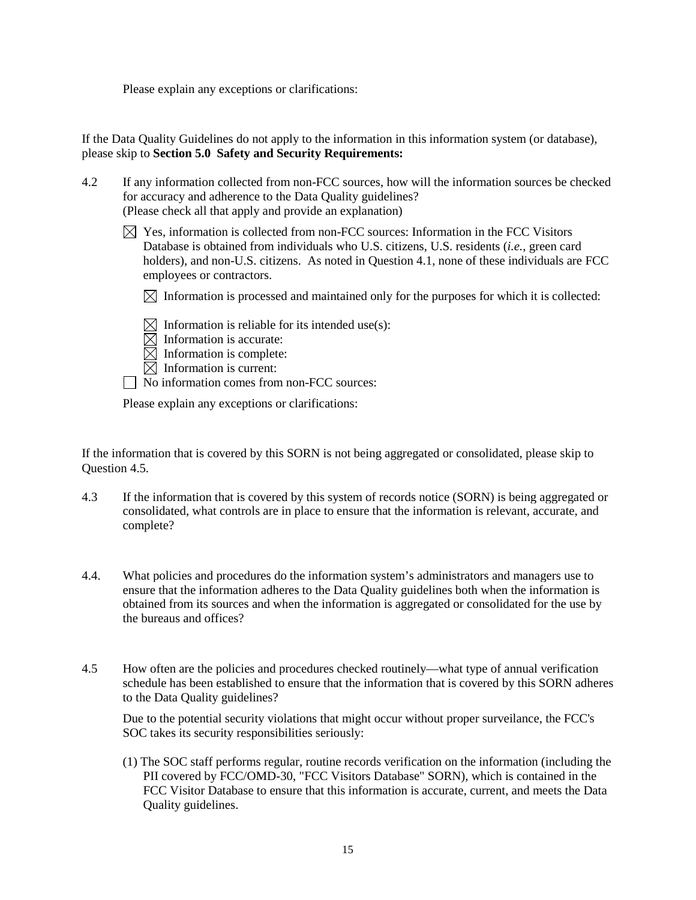Please explain any exceptions or clarifications:

If the Data Quality Guidelines do not apply to the information in this information system (or database), please skip to **Section 5.0 Safety and Security Requirements:**

4.2 If any information collected from non-FCC sources, how will the information sources be checked for accuracy and adherence to the Data Quality guidelines? (Please check all that apply and provide an explanation)

☒ Yes, information is collected from non-FCC sources: Information in the FCC Visitors Database is obtained from individuals who U.S. citizens, U.S. residents (*i.e.*, green card holders), and non-U.S. citizens. As noted in Question 4.1, none of these individuals are FCC employees or contractors.

☒ Information is processed and maintained only for the purposes for which it is collected:

☒ Information is reliable for its intended use(s):
☒ Information is accurate:
☒ Information is complete:
☒ Information is current:

☐ No information comes from non-FCC sources:

Please explain any exceptions or clarifications:

If the information that is covered by this SORN is not being aggregated or consolidated, please skip to Question 4.5.

4.3 If the information that is covered by this system of records notice (SORN) is being aggregated or consolidated, what controls are in place to ensure that the information is relevant, accurate, and complete?

4.4. What policies and procedures do the information system's administrators and managers use to ensure that the information adheres to the Data Quality guidelines both when the information is obtained from its sources and when the information is aggregated or consolidated for the use by the bureaus and offices?

4.5 How often are the policies and procedures checked routinely—what type of annual verification schedule has been established to ensure that the information that is covered by this SORN adheres to the Data Quality guidelines?

Due to the potential security violations that might occur without proper surveilance, the FCC's SOC takes its security responsibilities seriously:

(1) The SOC staff performs regular, routine records verification on the information (including the PII covered by FCC/OMD-30, "FCC Visitors Database" SORN), which is contained in the FCC Visitor Database to ensure that this information is accurate, current, and meets the Data Quality guidelines.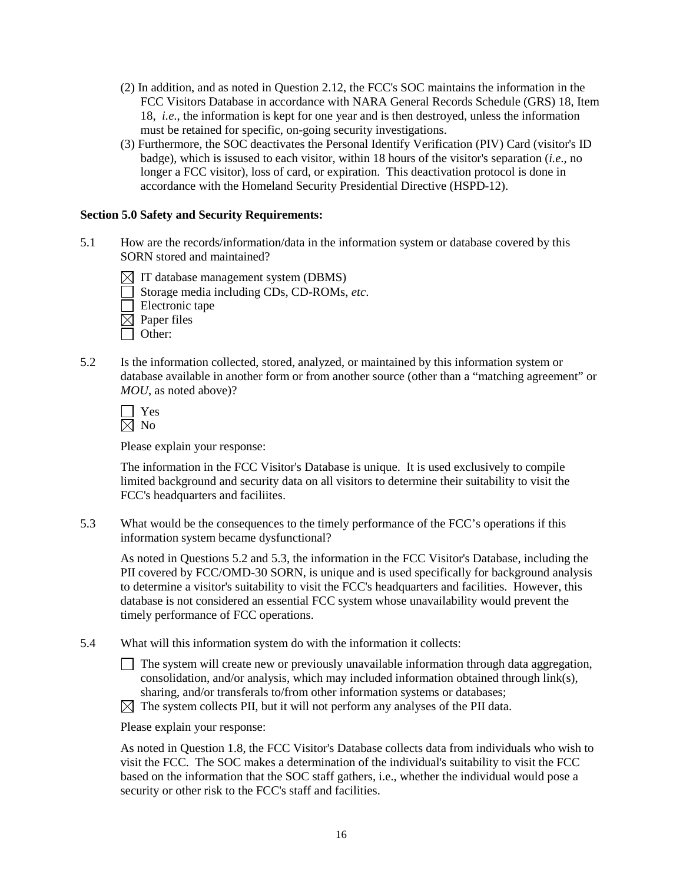(2) In addition, and as noted in Question 2.12, the FCC's SOC maintains the information in the FCC Visitors Database in accordance with NARA General Records Schedule (GRS) 18, Item 18, *i.e*., the information is kept for one year and is then destroyed, unless the information must be retained for specific, on-going security investigations.

(3) Furthermore, the SOC deactivates the Personal Identify Verification (PIV) Card (visitor's ID badge), which is issused to each visitor, within 18 hours of the visitor's separation (*i.e*., no longer a FCC visitor), loss of card, or expiration. This deactivation protocol is done in accordance with the Homeland Security Presidential Directive (HSPD-12).

**Section 5.0 Safety and Security Requirements:**

5.1 How are the records/information/data in the information system or database covered by this SORN stored and maintained?

☒ IT database management system (DBMS)
☐ Storage media including CDs, CD-ROMs, *etc*.
☐ Electronic tape
☒ Paper files
☐ Other:

5.2 Is the information collected, stored, analyzed, or maintained by this information system or database available in another form or from another source (other than a "matching agreement" or *MOU*, as noted above)?

☐ Yes
☒ No

Please explain your response:

The information in the FCC Visitor's Database is unique. It is used exclusively to compile limited background and security data on all visitors to determine their suitability to visit the FCC's headquarters and faciliites.

5.3 What would be the consequences to the timely performance of the FCC's operations if this information system became dysfunctional?

As noted in Questions 5.2 and 5.3, the information in the FCC Visitor's Database, including the PII covered by FCC/OMD-30 SORN, is unique and is used specifically for background analysis to determine a visitor's suitability to visit the FCC's headquarters and facilities. However, this database is not considered an essential FCC system whose unavailability would prevent the timely performance of FCC operations.

5.4 What will this information system do with the information it collects:

☐ The system will create new or previously unavailable information through data aggregation, consolidation, and/or analysis, which may included information obtained through link(s), sharing, and/or transferals to/from other information systems or databases;
☒ The system collects PII, but it will not perform any analyses of the PII data.

Please explain your response:

As noted in Question 1.8, the FCC Visitor's Database collects data from individuals who wish to visit the FCC. The SOC makes a determination of the individual's suitability to visit the FCC based on the information that the SOC staff gathers, i.e., whether the individual would pose a security or other risk to the FCC's staff and facilities.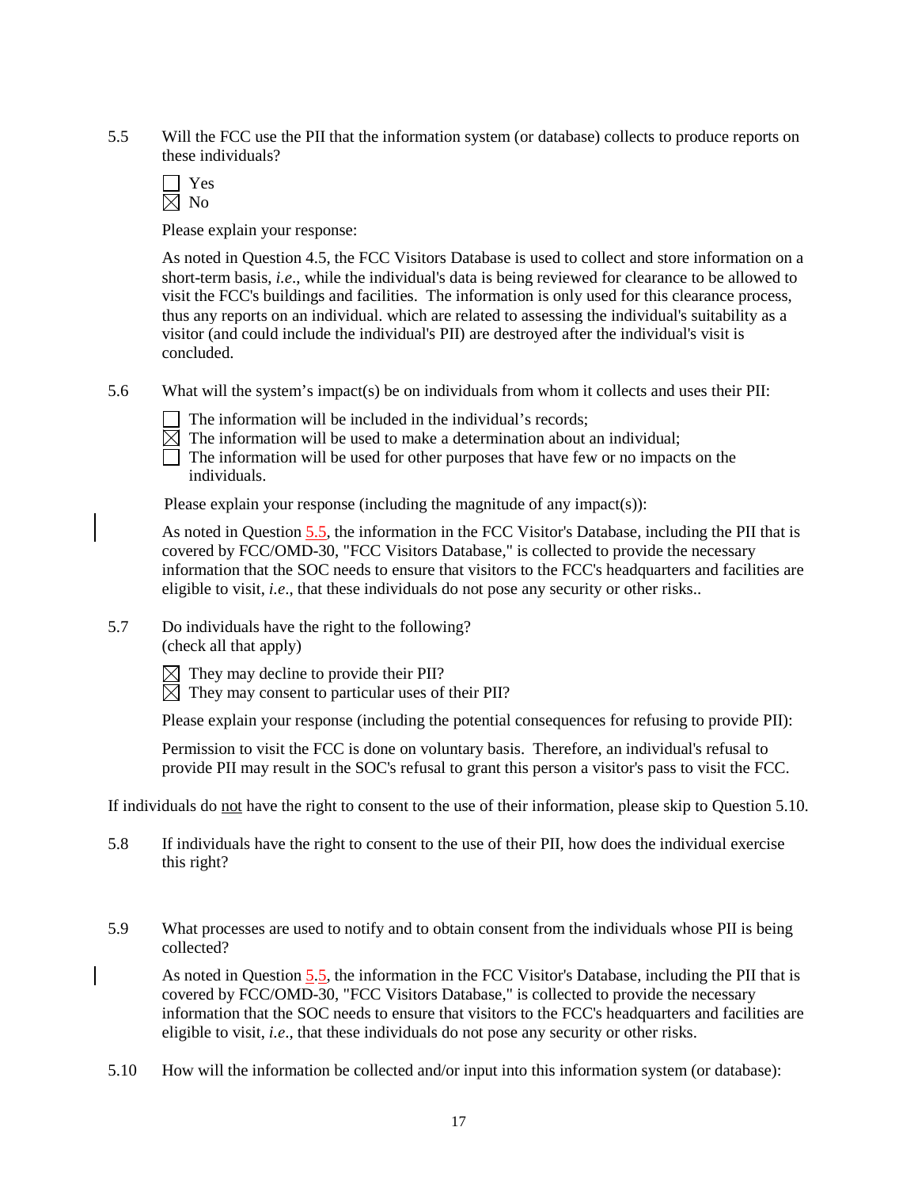5.5 Will the FCC use the PII that the information system (or database) collects to produce reports on these individuals?

☐ Yes
☒ No

Please explain your response:

As noted in Question 4.5, the FCC Visitors Database is used to collect and store information on a short-term basis, *i.e*., while the individual's data is being reviewed for clearance to be allowed to visit the FCC's buildings and facilities. The information is only used for this clearance process, thus any reports on an individual. which are related to assessing the individual's suitability as a visitor (and could include the individual's PII) are destroyed after the individual's visit is concluded.

5.6 What will the system's impact(s) be on individuals from whom it collects and uses their PII:

☐ The information will be included in the individual's records;
☒ The information will be used to make a determination about an individual;
☐ The information will be used for other purposes that have few or no impacts on the individuals.

Please explain your response (including the magnitude of any impact(s)):

As noted in Question 5.5, the information in the FCC Visitor's Database, including the PII that is covered by FCC/OMD-30, "FCC Visitors Database," is collected to provide the necessary information that the SOC needs to ensure that visitors to the FCC's headquarters and facilities are eligible to visit, *i.e*., that these individuals do not pose any security or other risks..

5.7 Do individuals have the right to the following?
(check all that apply)

☒ They may decline to provide their PII?
☒ They may consent to particular uses of their PII?

Please explain your response (including the potential consequences for refusing to provide PII):

Permission to visit the FCC is done on voluntary basis. Therefore, an individual's refusal to provide PII may result in the SOC's refusal to grant this person a visitor's pass to visit the FCC.

If individuals do not have the right to consent to the use of their information, please skip to Question 5.10.

5.8 If individuals have the right to consent to the use of their PII, how does the individual exercise this right?

5.9 What processes are used to notify and to obtain consent from the individuals whose PII is being collected?

As noted in Question 5.5, the information in the FCC Visitor's Database, including the PII that is covered by FCC/OMD-30, "FCC Visitors Database," is collected to provide the necessary information that the SOC needs to ensure that visitors to the FCC's headquarters and facilities are eligible to visit, *i.e*., that these individuals do not pose any security or other risks.

5.10 How will the information be collected and/or input into this information system (or database):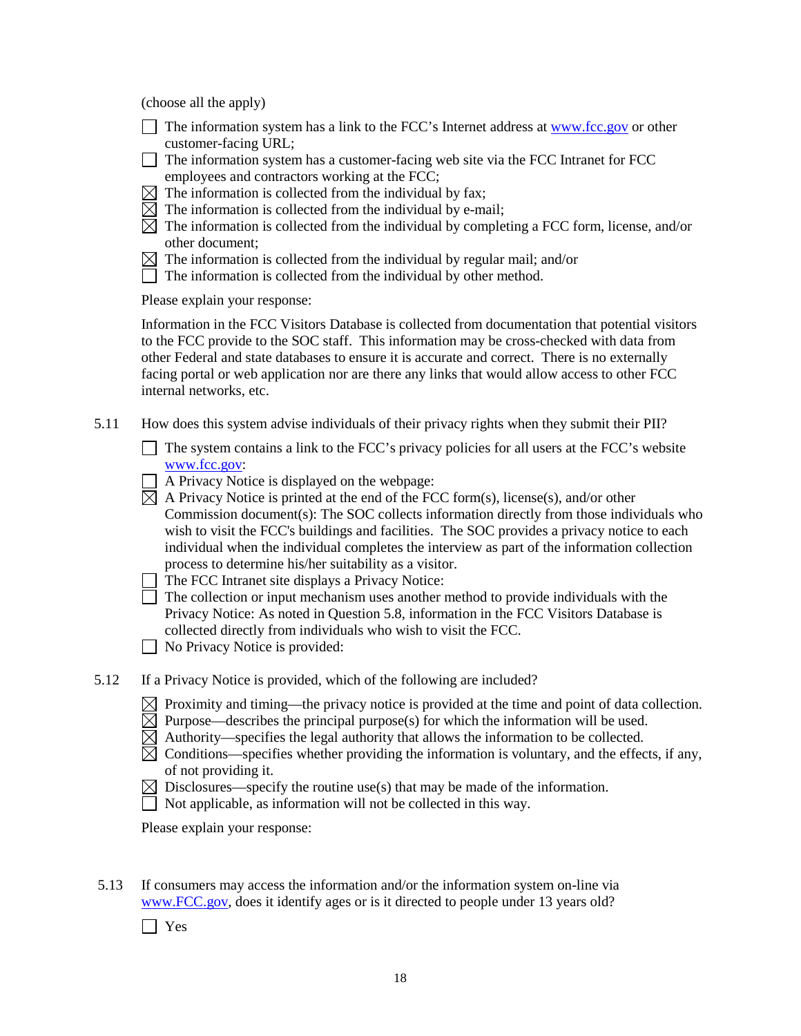(choose all the apply)

- ☐ The information system has a link to the FCC's Internet address at www.fcc.gov or other customer-facing URL;
- ☐ The information system has a customer-facing web site via the FCC Intranet for FCC employees and contractors working at the FCC;
- ☒ The information is collected from the individual by fax;
- ☒ The information is collected from the individual by e-mail;
- ☒ The information is collected from the individual by completing a FCC form, license, and/or other document;
- ☒ The information is collected from the individual by regular mail; and/or
- ☐ The information is collected from the individual by other method.

Please explain your response:

Information in the FCC Visitors Database is collected from documentation that potential visitors to the FCC provide to the SOC staff. This information may be cross-checked with data from other Federal and state databases to ensure it is accurate and correct. There is no externally facing portal or web application nor are there any links that would allow access to other FCC internal networks, etc.

5.11 How does this system advise individuals of their privacy rights when they submit their PII?

- ☐ The system contains a link to the FCC's privacy policies for all users at the FCC's website www.fcc.gov:
- ☐ A Privacy Notice is displayed on the webpage:
- ☒ A Privacy Notice is printed at the end of the FCC form(s), license(s), and/or other Commission document(s): The SOC collects information directly from those individuals who wish to visit the FCC's buildings and facilities. The SOC provides a privacy notice to each individual when the individual completes the interview as part of the information collection process to determine his/her suitability as a visitor.
- ☐ The FCC Intranet site displays a Privacy Notice:
- ☐ The collection or input mechanism uses another method to provide individuals with the Privacy Notice: As noted in Question 5.8, information in the FCC Visitors Database is collected directly from individuals who wish to visit the FCC.
- ☐ No Privacy Notice is provided:

5.12 If a Privacy Notice is provided, which of the following are included?

- ☒ Proximity and timing—the privacy notice is provided at the time and point of data collection.
- ☒ Purpose—describes the principal purpose(s) for which the information will be used.
- ☒ Authority—specifies the legal authority that allows the information to be collected.
- ☒ Conditions—specifies whether providing the information is voluntary, and the effects, if any, of not providing it.
- ☒ Disclosures—specify the routine use(s) that may be made of the information.
- ☐ Not applicable, as information will not be collected in this way.

Please explain your response:

5.13 If consumers may access the information and/or the information system on-line via www.FCC.gov, does it identify ages or is it directed to people under 13 years old?

- ☐ Yes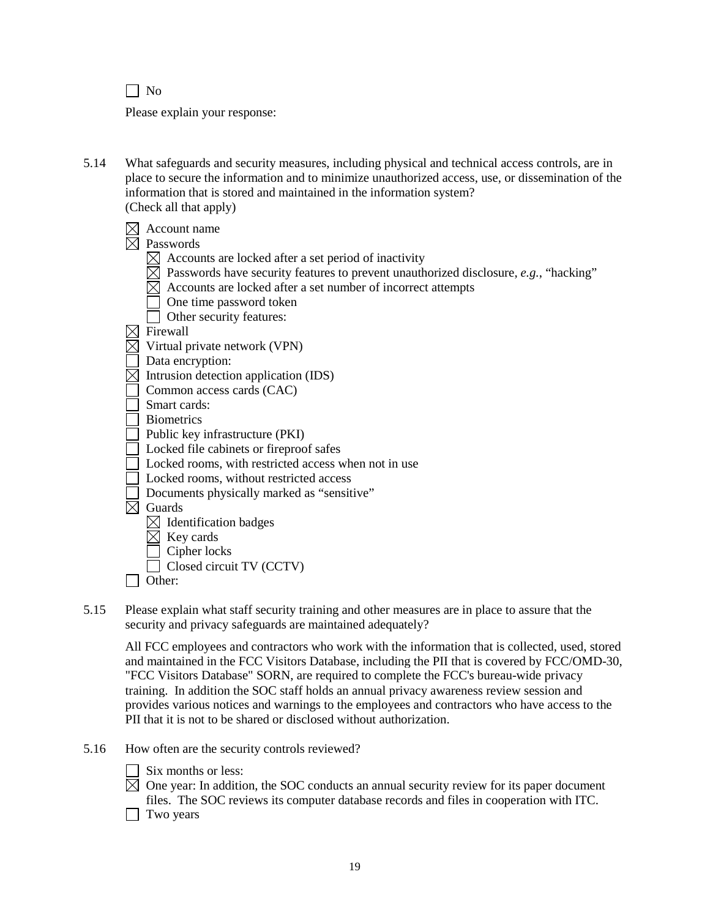☐ No

Please explain your response:

5.14 What safeguards and security measures, including physical and technical access controls, are in place to secure the information and to minimize unauthorized access, use, or dissemination of the information that is stored and maintained in the information system?
(Check all that apply)

☒ Account name
☒ Passwords
  ☒ Accounts are locked after a set period of inactivity
  ☒ Passwords have security features to prevent unauthorized disclosure, *e.g.*, "hacking"
  ☒ Accounts are locked after a set number of incorrect attempts
  ☐ One time password token
  ☐ Other security features:
☒ Firewall
☒ Virtual private network (VPN)
☐ Data encryption:
☒ Intrusion detection application (IDS)
☐ Common access cards (CAC)
☐ Smart cards:
☐ Biometrics
☐ Public key infrastructure (PKI)
☐ Locked file cabinets or fireproof safes
☐ Locked rooms, with restricted access when not in use
☐ Locked rooms, without restricted access
☐ Documents physically marked as "sensitive"
☒ Guards
  ☒ Identification badges
  ☒ Key cards
  ☐ Cipher locks
  ☐ Closed circuit TV (CCTV)
☐ Other:

5.15 Please explain what staff security training and other measures are in place to assure that the security and privacy safeguards are maintained adequately?

All FCC employees and contractors who work with the information that is collected, used, stored and maintained in the FCC Visitors Database, including the PII that is covered by FCC/OMD-30, "FCC Visitors Database" SORN, are required to complete the FCC's bureau-wide privacy training. In addition the SOC staff holds an annual privacy awareness review session and provides various notices and warnings to the employees and contractors who have access to the PII that it is not to be shared or disclosed without authorization.

5.16 How often are the security controls reviewed?

☐ Six months or less:
☒ One year: In addition, the SOC conducts an annual security review for its paper document files. The SOC reviews its computer database records and files in cooperation with ITC.
☐ Two years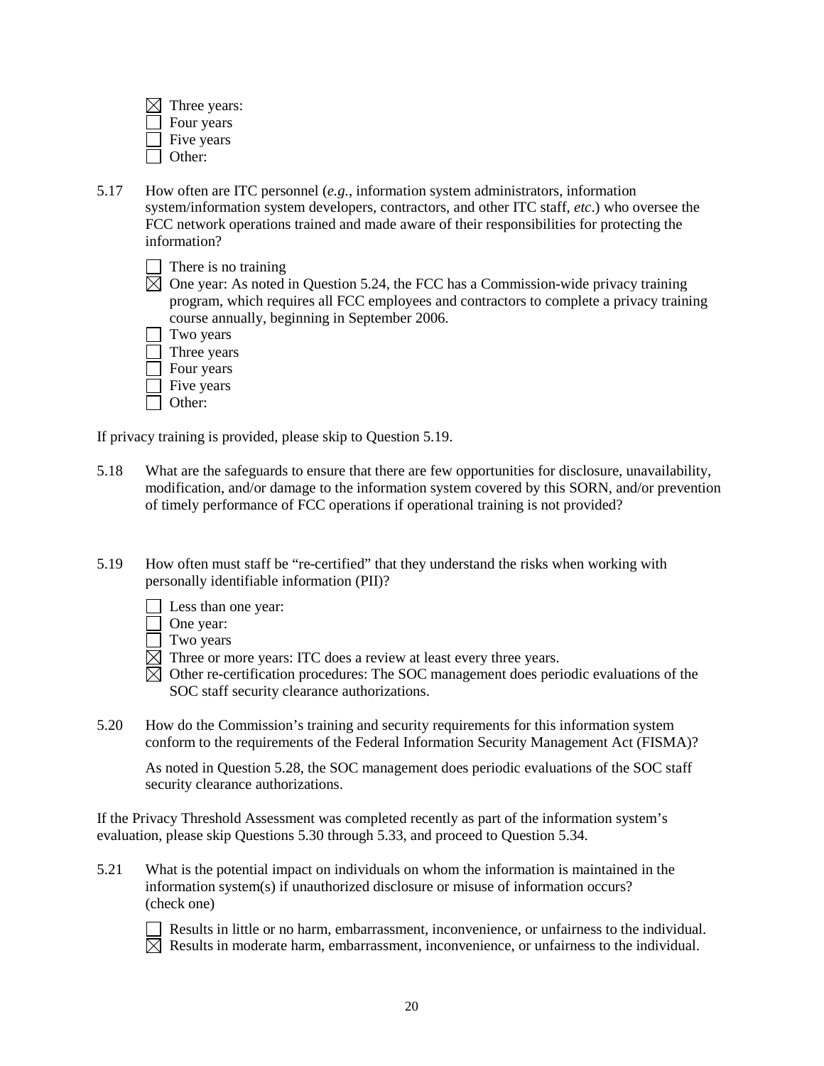☒ Three years:
☐ Four years
☐ Five years
☐ Other:

5.17 How often are ITC personnel (*e.g.*, information system administrators, information system/information system developers, contractors, and other ITC staff, *etc*.) who oversee the FCC network operations trained and made aware of their responsibilities for protecting the information?

☐ There is no training
☒ One year: As noted in Question 5.24, the FCC has a Commission-wide privacy training program, which requires all FCC employees and contractors to complete a privacy training course annually, beginning in September 2006.
☐ Two years
☐ Three years
☐ Four years
☐ Five years
☐ Other:

If privacy training is provided, please skip to Question 5.19.

5.18 What are the safeguards to ensure that there are few opportunities for disclosure, unavailability, modification, and/or damage to the information system covered by this SORN, and/or prevention of timely performance of FCC operations if operational training is not provided?

5.19 How often must staff be "re-certified" that they understand the risks when working with personally identifiable information (PII)?

☐ Less than one year:
☐ One year:
☐ Two years
☒ Three or more years: ITC does a review at least every three years.
☒ Other re-certification procedures: The SOC management does periodic evaluations of the SOC staff security clearance authorizations.

5.20 How do the Commission's training and security requirements for this information system conform to the requirements of the Federal Information Security Management Act (FISMA)?

As noted in Question 5.28, the SOC management does periodic evaluations of the SOC staff security clearance authorizations.

If the Privacy Threshold Assessment was completed recently as part of the information system's evaluation, please skip Questions 5.30 through 5.33, and proceed to Question 5.34.

5.21 What is the potential impact on individuals on whom the information is maintained in the information system(s) if unauthorized disclosure or misuse of information occurs? (check one)

☐ Results in little or no harm, embarrassment, inconvenience, or unfairness to the individual.
☒ Results in moderate harm, embarrassment, inconvenience, or unfairness to the individual.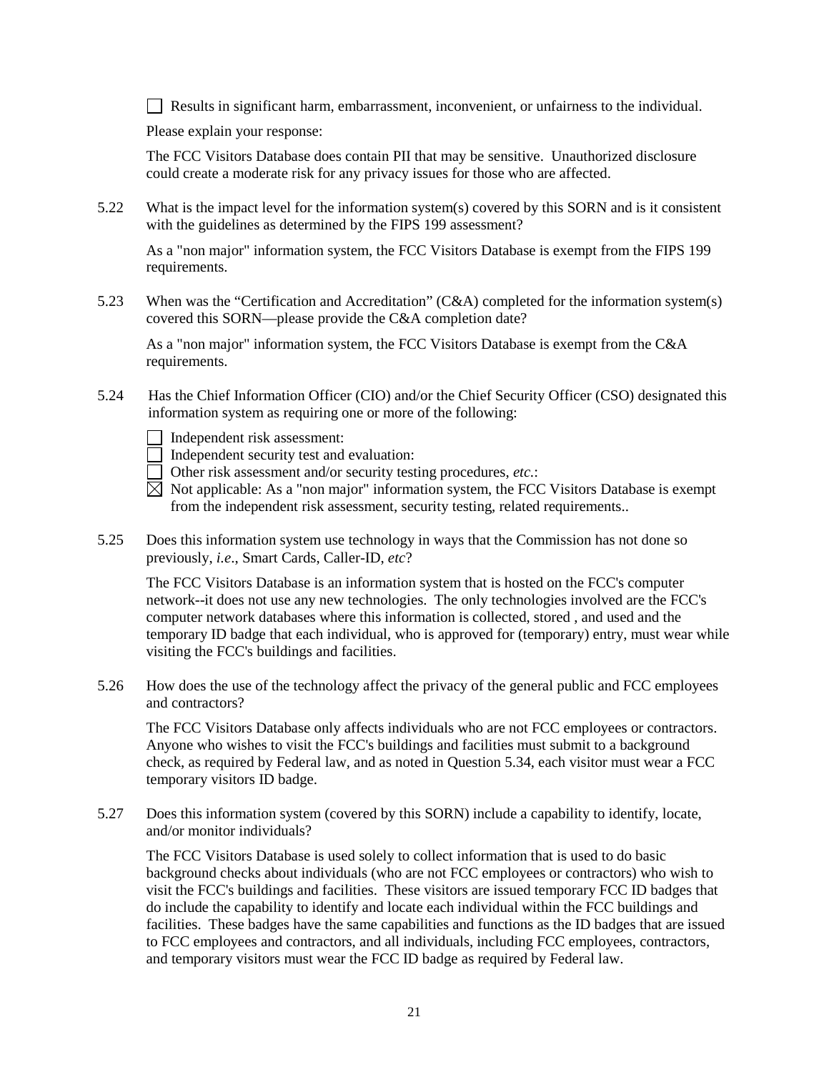☐ Results in significant harm, embarrassment, inconvenient, or unfairness to the individual.

Please explain your response:

The FCC Visitors Database does contain PII that may be sensitive. Unauthorized disclosure could create a moderate risk for any privacy issues for those who are affected.

5.22 What is the impact level for the information system(s) covered by this SORN and is it consistent with the guidelines as determined by the FIPS 199 assessment?

As a "non major" information system, the FCC Visitors Database is exempt from the FIPS 199 requirements.

5.23 When was the "Certification and Accreditation" (C&A) completed for the information system(s) covered this SORN—please provide the C&A completion date?

As a "non major" information system, the FCC Visitors Database is exempt from the C&A requirements.

5.24 Has the Chief Information Officer (CIO) and/or the Chief Security Officer (CSO) designated this information system as requiring one or more of the following:

☐ Independent risk assessment:
☐ Independent security test and evaluation:
☐ Other risk assessment and/or security testing procedures, *etc.*:
☒ Not applicable: As a "non major" information system, the FCC Visitors Database is exempt from the independent risk assessment, security testing, related requirements..

5.25 Does this information system use technology in ways that the Commission has not done so previously, *i.e.*, Smart Cards, Caller-ID, *etc*?

The FCC Visitors Database is an information system that is hosted on the FCC's computer network--it does not use any new technologies. The only technologies involved are the FCC's computer network databases where this information is collected, stored , and used and the temporary ID badge that each individual, who is approved for (temporary) entry, must wear while visiting the FCC's buildings and facilities.

5.26 How does the use of the technology affect the privacy of the general public and FCC employees and contractors?

The FCC Visitors Database only affects individuals who are not FCC employees or contractors. Anyone who wishes to visit the FCC's buildings and facilities must submit to a background check, as required by Federal law, and as noted in Question 5.34, each visitor must wear a FCC temporary visitors ID badge.

5.27 Does this information system (covered by this SORN) include a capability to identify, locate, and/or monitor individuals?

The FCC Visitors Database is used solely to collect information that is used to do basic background checks about individuals (who are not FCC employees or contractors) who wish to visit the FCC's buildings and facilities. These visitors are issued temporary FCC ID badges that do include the capability to identify and locate each individual within the FCC buildings and facilities. These badges have the same capabilities and functions as the ID badges that are issued to FCC employees and contractors, and all individuals, including FCC employees, contractors, and temporary visitors must wear the FCC ID badge as required by Federal law.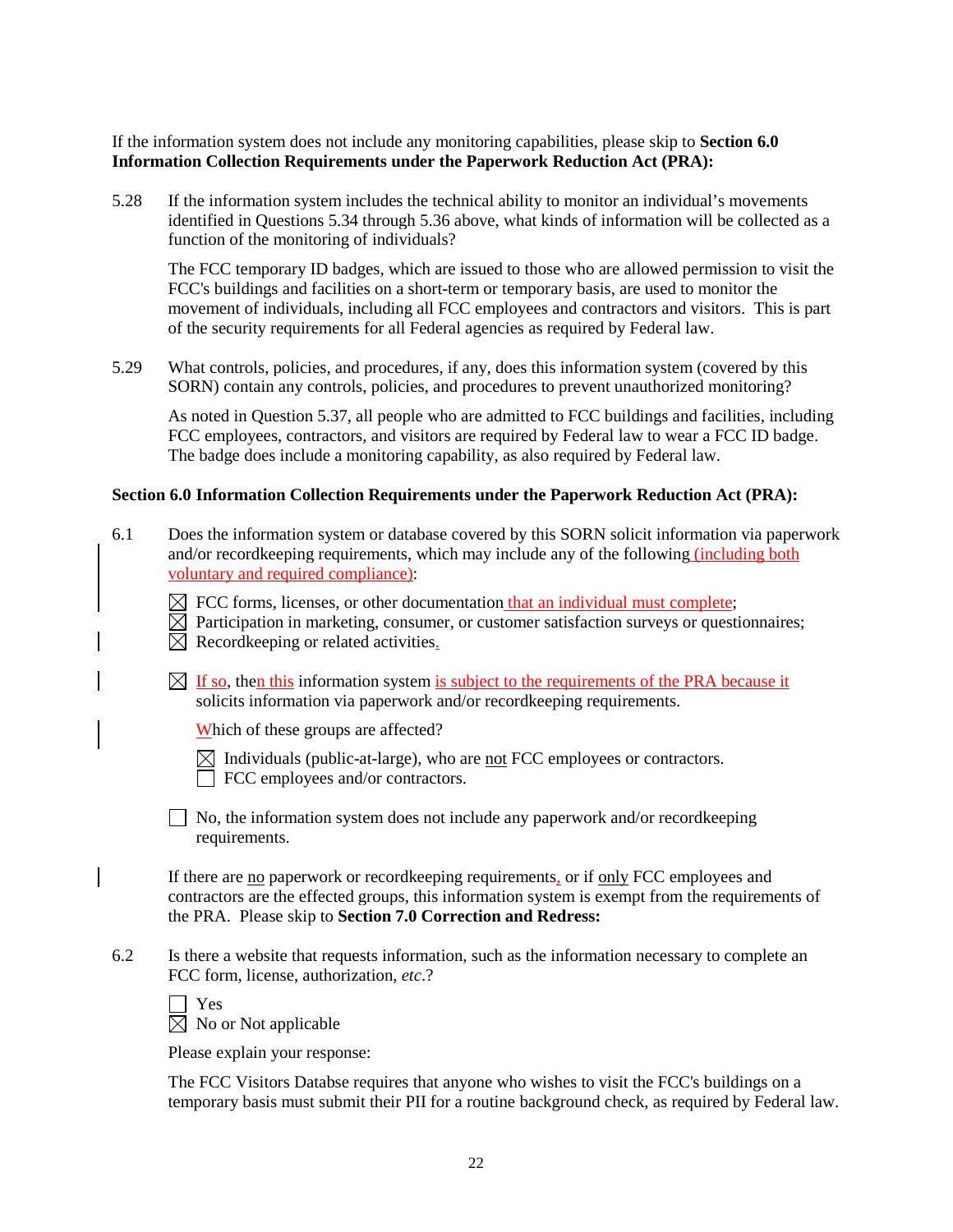If the information system does not include any monitoring capabilities, please skip to **Section 6.0 Information Collection Requirements under the Paperwork Reduction Act (PRA):**

5.28 If the information system includes the technical ability to monitor an individual's movements identified in Questions 5.34 through 5.36 above, what kinds of information will be collected as a function of the monitoring of individuals?

The FCC temporary ID badges, which are issued to those who are allowed permission to visit the FCC's buildings and facilities on a short-term or temporary basis, are used to monitor the movement of individuals, including all FCC employees and contractors and visitors. This is part of the security requirements for all Federal agencies as required by Federal law.

5.29 What controls, policies, and procedures, if any, does this information system (covered by this SORN) contain any controls, policies, and procedures to prevent unauthorized monitoring?

As noted in Question 5.37, all people who are admitted to FCC buildings and facilities, including FCC employees, contractors, and visitors are required by Federal law to wear a FCC ID badge. The badge does include a monitoring capability, as also required by Federal law.

**Section 6.0 Information Collection Requirements under the Paperwork Reduction Act (PRA):**

6.1 Does the information system or database covered by this SORN solicit information via paperwork and/or recordkeeping requirements, which may include any of the following (including both voluntary and required compliance):

☒ FCC forms, licenses, or other documentation that an individual must complete;
☒ Participation in marketing, consumer, or customer satisfaction surveys or questionnaires;
☒ Recordkeeping or related activities.

☒ If so, then this information system is subject to the requirements of the PRA because it solicits information via paperwork and/or recordkeeping requirements.

Which of these groups are affected?

☒ Individuals (public-at-large), who are not FCC employees or contractors.
☐ FCC employees and/or contractors.

☐ No, the information system does not include any paperwork and/or recordkeeping requirements.

If there are no paperwork or recordkeeping requirements, or if only FCC employees and contractors are the effected groups, this information system is exempt from the requirements of the PRA. Please skip to **Section 7.0 Correction and Redress:**

6.2 Is there a website that requests information, such as the information necessary to complete an FCC form, license, authorization, *etc*.?

☐ Yes
☒ No or Not applicable

Please explain your response:

The FCC Visitors Databse requires that anyone who wishes to visit the FCC's buildings on a temporary basis must submit their PII for a routine background check, as required by Federal law.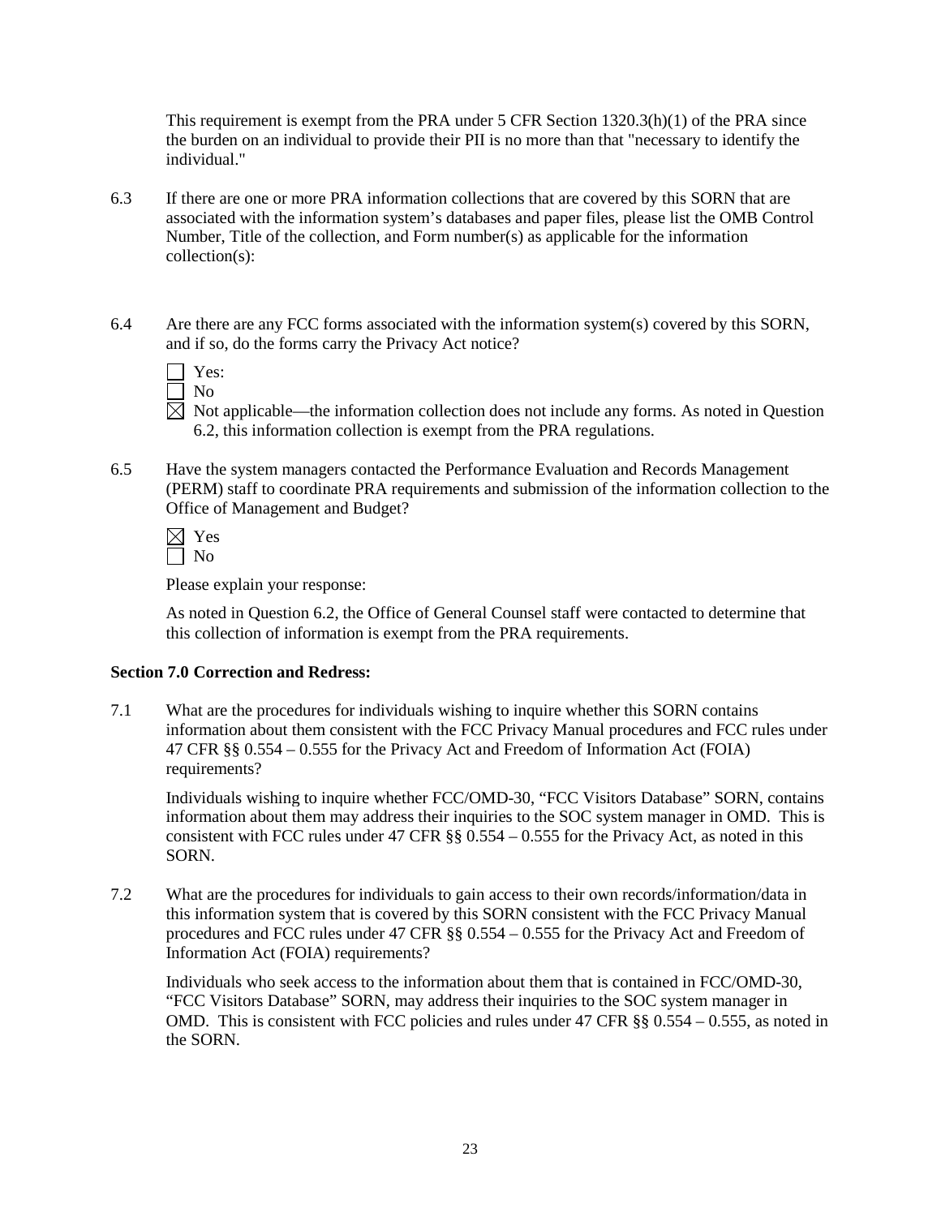This requirement is exempt from the PRA under 5 CFR Section 1320.3(h)(1) of the PRA since the burden on an individual to provide their PII is no more than that "necessary to identify the individual."

6.3 If there are one or more PRA information collections that are covered by this SORN that are associated with the information system's databases and paper files, please list the OMB Control Number, Title of the collection, and Form number(s) as applicable for the information collection(s):

6.4 Are there are any FCC forms associated with the information system(s) covered by this SORN, and if so, do the forms carry the Privacy Act notice?

☐ Yes:
☐ No
☒ Not applicable—the information collection does not include any forms. As noted in Question 6.2, this information collection is exempt from the PRA regulations.

6.5 Have the system managers contacted the Performance Evaluation and Records Management (PERM) staff to coordinate PRA requirements and submission of the information collection to the Office of Management and Budget?

☒ Yes
☐ No

Please explain your response:

As noted in Question 6.2, the Office of General Counsel staff were contacted to determine that this collection of information is exempt from the PRA requirements.

**Section 7.0 Correction and Redress:**

7.1 What are the procedures for individuals wishing to inquire whether this SORN contains information about them consistent with the FCC Privacy Manual procedures and FCC rules under 47 CFR §§ 0.554 – 0.555 for the Privacy Act and Freedom of Information Act (FOIA) requirements?

Individuals wishing to inquire whether FCC/OMD-30, "FCC Visitors Database" SORN, contains information about them may address their inquiries to the SOC system manager in OMD. This is consistent with FCC rules under 47 CFR §§ 0.554 – 0.555 for the Privacy Act, as noted in this SORN.

7.2 What are the procedures for individuals to gain access to their own records/information/data in this information system that is covered by this SORN consistent with the FCC Privacy Manual procedures and FCC rules under 47 CFR §§ 0.554 – 0.555 for the Privacy Act and Freedom of Information Act (FOIA) requirements?

Individuals who seek access to the information about them that is contained in FCC/OMD-30, "FCC Visitors Database" SORN, may address their inquiries to the SOC system manager in OMD. This is consistent with FCC policies and rules under 47 CFR §§ 0.554 – 0.555, as noted in the SORN.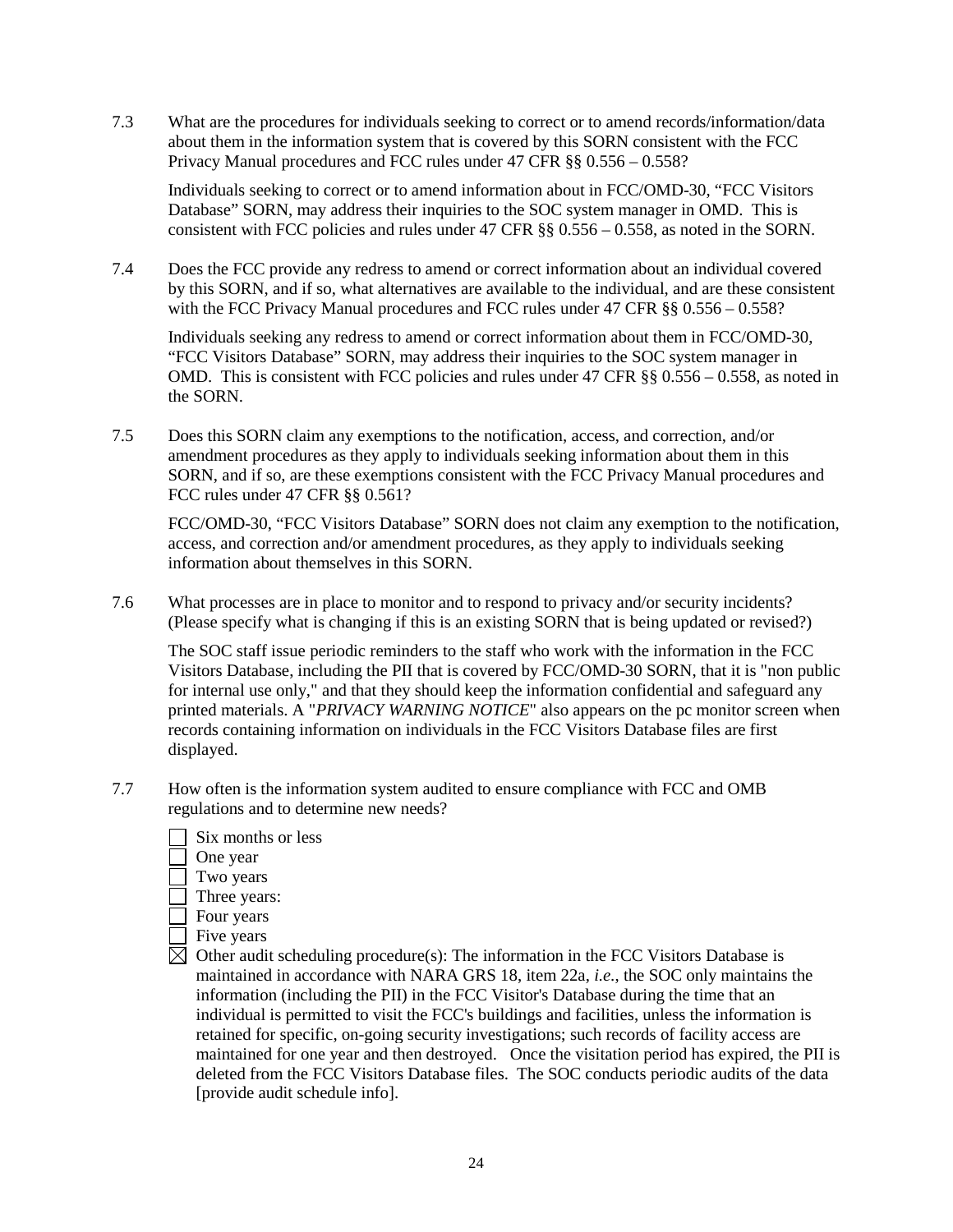7.3 What are the procedures for individuals seeking to correct or to amend records/information/data about them in the information system that is covered by this SORN consistent with the FCC Privacy Manual procedures and FCC rules under 47 CFR §§ 0.556 – 0.558?

Individuals seeking to correct or to amend information about in FCC/OMD-30, "FCC Visitors Database" SORN, may address their inquiries to the SOC system manager in OMD. This is consistent with FCC policies and rules under 47 CFR §§ 0.556 – 0.558, as noted in the SORN.

7.4 Does the FCC provide any redress to amend or correct information about an individual covered by this SORN, and if so, what alternatives are available to the individual, and are these consistent with the FCC Privacy Manual procedures and FCC rules under 47 CFR §§ 0.556 – 0.558?

Individuals seeking any redress to amend or correct information about them in FCC/OMD-30, "FCC Visitors Database" SORN, may address their inquiries to the SOC system manager in OMD. This is consistent with FCC policies and rules under 47 CFR §§ 0.556 – 0.558, as noted in the SORN.

7.5 Does this SORN claim any exemptions to the notification, access, and correction, and/or amendment procedures as they apply to individuals seeking information about them in this SORN, and if so, are these exemptions consistent with the FCC Privacy Manual procedures and FCC rules under 47 CFR §§ 0.561?

FCC/OMD-30, "FCC Visitors Database" SORN does not claim any exemption to the notification, access, and correction and/or amendment procedures, as they apply to individuals seeking information about themselves in this SORN.

7.6 What processes are in place to monitor and to respond to privacy and/or security incidents? (Please specify what is changing if this is an existing SORN that is being updated or revised?)

The SOC staff issue periodic reminders to the staff who work with the information in the FCC Visitors Database, including the PII that is covered by FCC/OMD-30 SORN, that it is "non public for internal use only," and that they should keep the information confidential and safeguard any printed materials. A "*PRIVACY WARNING NOTICE*" also appears on the pc monitor screen when records containing information on individuals in the FCC Visitors Database files are first displayed.

7.7 How often is the information system audited to ensure compliance with FCC and OMB regulations and to determine new needs?

☐ Six months or less
☐ One year
☐ Two years
☐ Three years:
☐ Four years
☐ Five years
☒ Other audit scheduling procedure(s): The information in the FCC Visitors Database is maintained in accordance with NARA GRS 18, item 22a, *i.e.*, the SOC only maintains the information (including the PII) in the FCC Visitor's Database during the time that an individual is permitted to visit the FCC's buildings and facilities, unless the information is retained for specific, on-going security investigations; such records of facility access are maintained for one year and then destroyed. Once the visitation period has expired, the PII is deleted from the FCC Visitors Database files. The SOC conducts periodic audits of the data [provide audit schedule info].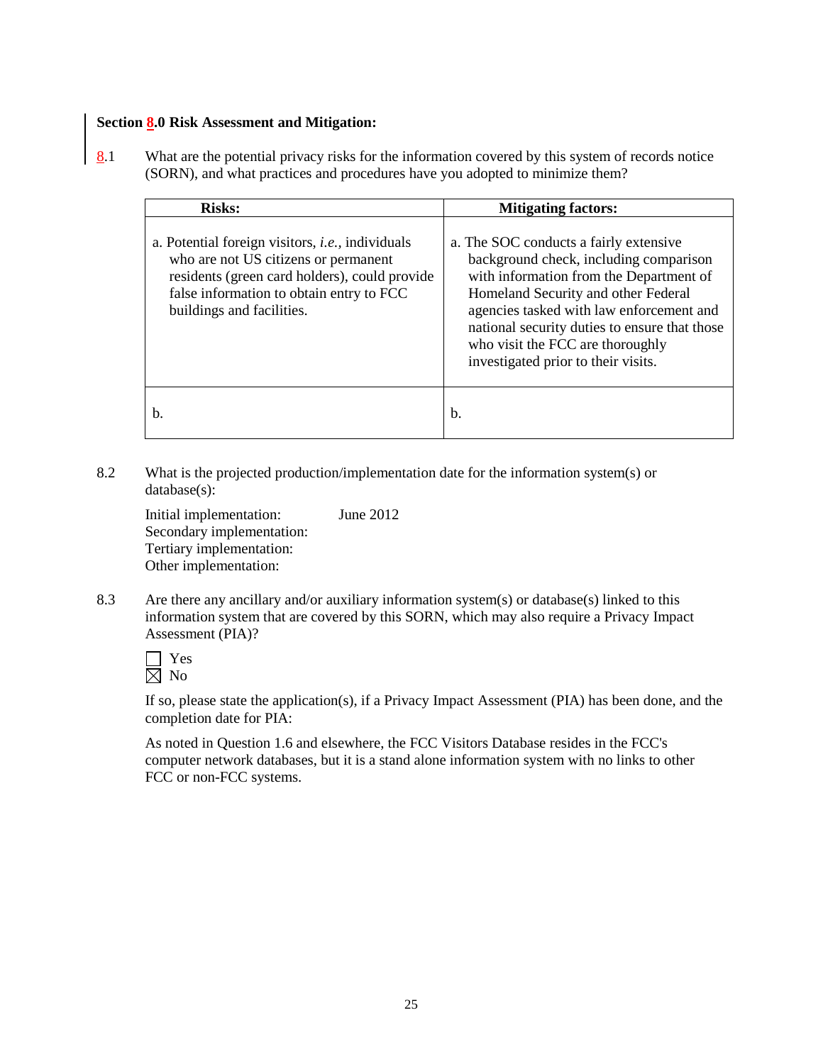**Section 8.0 Risk Assessment and Mitigation:**

8.1 What are the potential privacy risks for the information covered by this system of records notice (SORN), and what practices and procedures have you adopted to minimize them?

| Risks: | Mitigating factors: |
|---|---|
| a. Potential foreign visitors, *i.e.*, individuals who are not US citizens or permanent residents (green card holders), could provide false information to obtain entry to FCC buildings and facilities. | a. The SOC conducts a fairly extensive background check, including comparison with information from the Department of Homeland Security and other Federal agencies tasked with law enforcement and national security duties to ensure that those who visit the FCC are thoroughly investigated prior to their visits. |
| b. | b. |

8.2 What is the projected production/implementation date for the information system(s) or database(s):

Initial implementation: June 2012
Secondary implementation:
Tertiary implementation:
Other implementation:

8.3 Are there any ancillary and/or auxiliary information system(s) or database(s) linked to this information system that are covered by this SORN, which may also require a Privacy Impact Assessment (PIA)?

☐ Yes
☒ No

If so, please state the application(s), if a Privacy Impact Assessment (PIA) has been done, and the completion date for PIA:

As noted in Question 1.6 and elsewhere, the FCC Visitors Database resides in the FCC's computer network databases, but it is a stand alone information system with no links to other FCC or non-FCC systems.